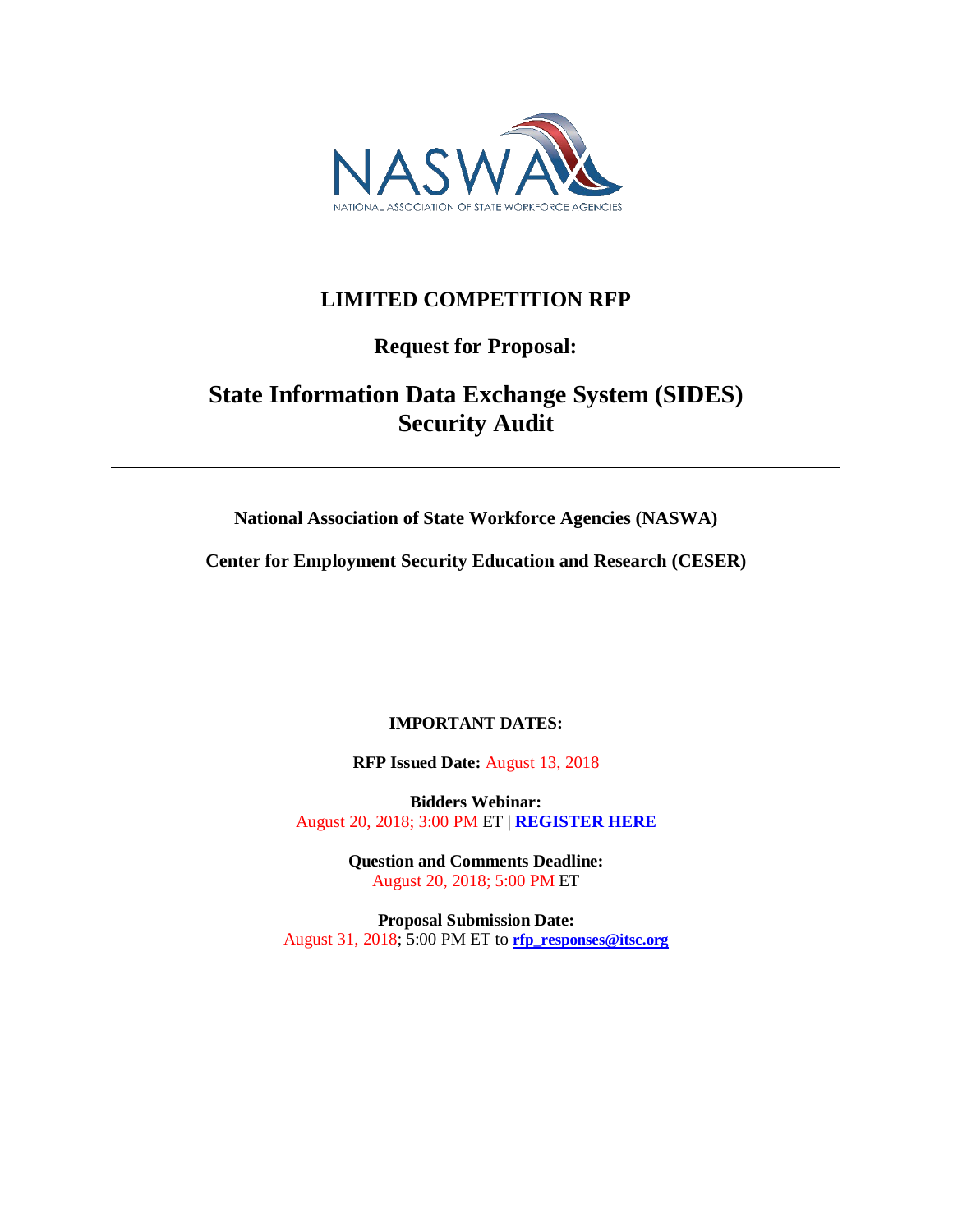NASWA

NATIONAL ASSOCIATION OF STATE WORKFORCE AGENCIES

---

# LIMITED COMPETITION RFP

## Request for Proposal:

# State Information Data Exchange System (SIDES) Security Audit

---

**National Association of State Workforce Agencies (NASWA)**

**Center for Employment Security Education and Research (CESER)**

**IMPORTANT DATES:**

**RFP Issued Date:** August 13, 2018

**Bidders Webinar:**
August 20, 2018; 3:00 PM ET | **REGISTER HERE**

**Question and Comments Deadline:**
August 20, 2018; 5:00 PM ET

**Proposal Submission Date:**
August 31, 2018; 5:00 PM ET to **rfp_responses@itsc.org**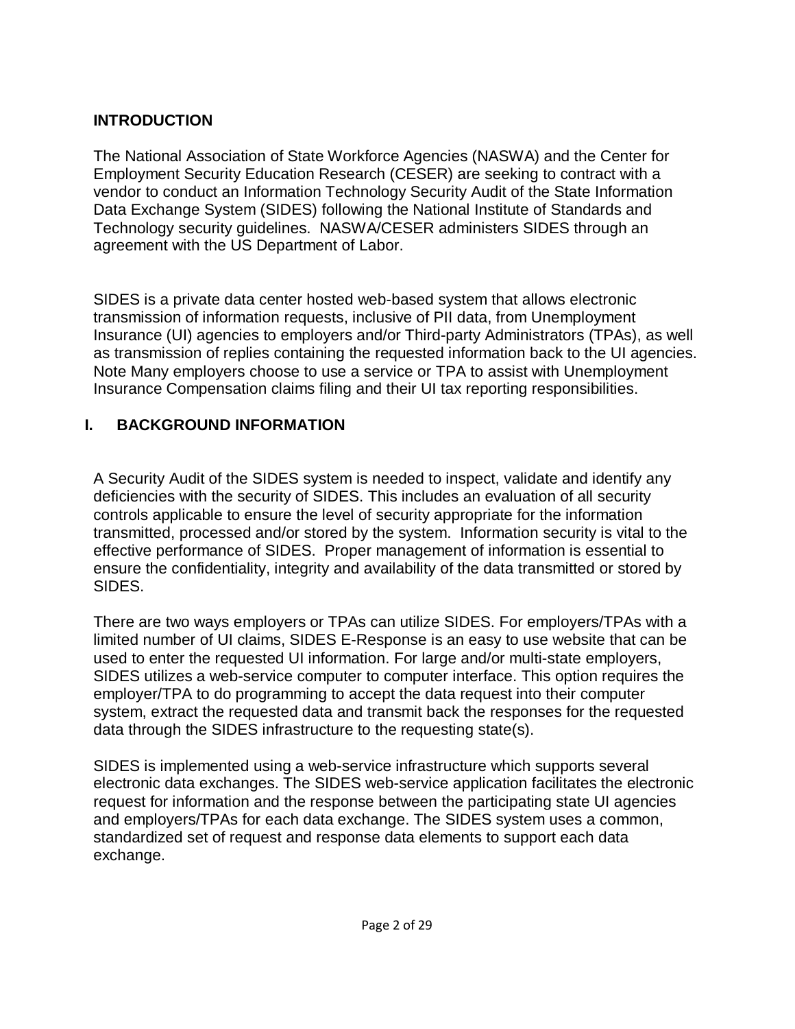## INTRODUCTION

The National Association of State Workforce Agencies (NASWA) and the Center for Employment Security Education Research (CESER) are seeking to contract with a vendor to conduct an Information Technology Security Audit of the State Information Data Exchange System (SIDES) following the National Institute of Standards and Technology security guidelines. NASWA/CESER administers SIDES through an agreement with the US Department of Labor.

SIDES is a private data center hosted web-based system that allows electronic transmission of information requests, inclusive of PII data, from Unemployment Insurance (UI) agencies to employers and/or Third-party Administrators (TPAs), as well as transmission of replies containing the requested information back to the UI agencies. Note Many employers choose to use a service or TPA to assist with Unemployment Insurance Compensation claims filing and their UI tax reporting responsibilities.

## I. BACKGROUND INFORMATION

A Security Audit of the SIDES system is needed to inspect, validate and identify any deficiencies with the security of SIDES. This includes an evaluation of all security controls applicable to ensure the level of security appropriate for the information transmitted, processed and/or stored by the system. Information security is vital to the effective performance of SIDES. Proper management of information is essential to ensure the confidentiality, integrity and availability of the data transmitted or stored by SIDES.

There are two ways employers or TPAs can utilize SIDES. For employers/TPAs with a limited number of UI claims, SIDES E-Response is an easy to use website that can be used to enter the requested UI information. For large and/or multi-state employers, SIDES utilizes a web-service computer to computer interface. This option requires the employer/TPA to do programming to accept the data request into their computer system, extract the requested data and transmit back the responses for the requested data through the SIDES infrastructure to the requesting state(s).

SIDES is implemented using a web-service infrastructure which supports several electronic data exchanges. The SIDES web-service application facilitates the electronic request for information and the response between the participating state UI agencies and employers/TPAs for each data exchange. The SIDES system uses a common, standardized set of request and response data elements to support each data exchange.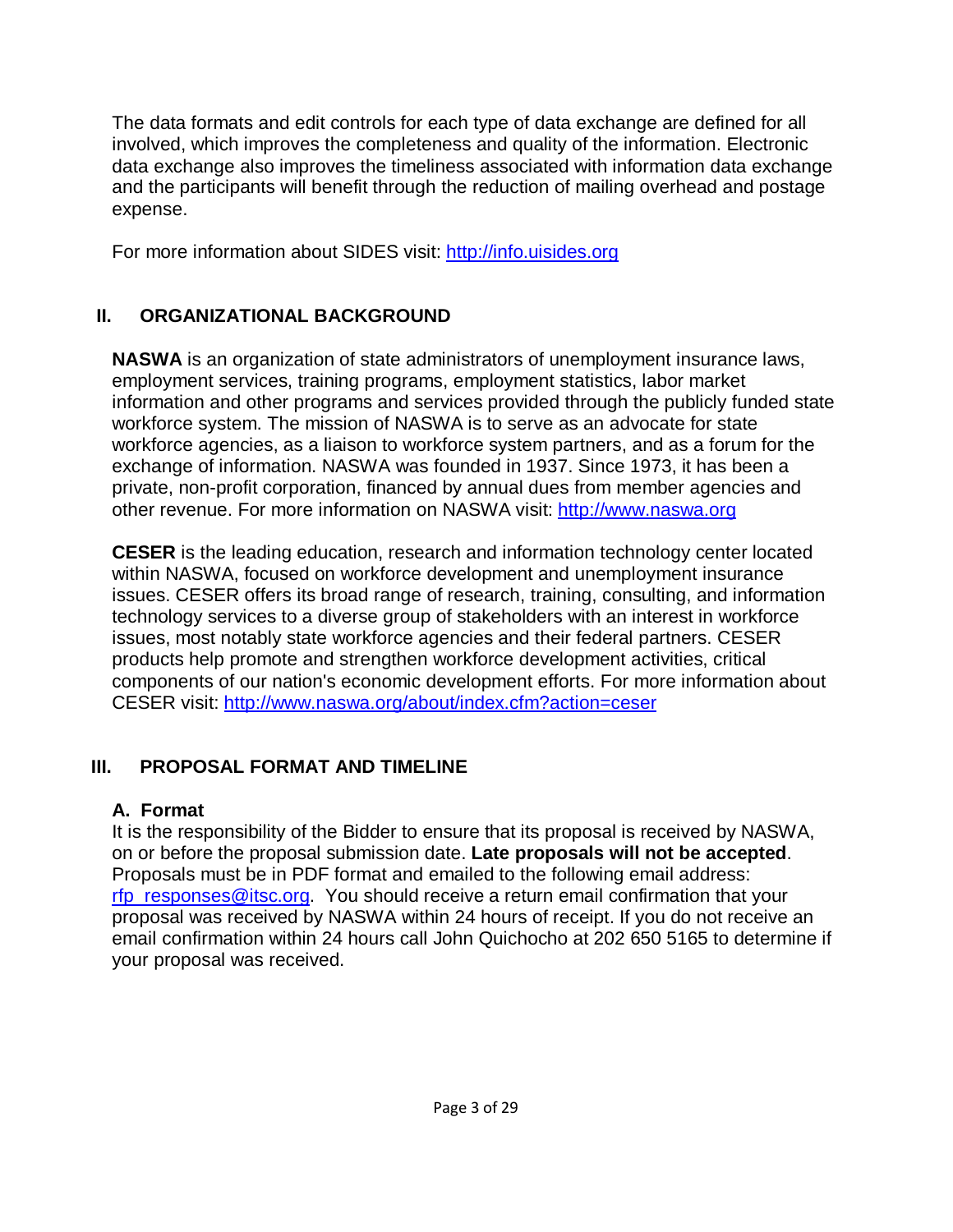The data formats and edit controls for each type of data exchange are defined for all involved, which improves the completeness and quality of the information. Electronic data exchange also improves the timeliness associated with information data exchange and the participants will benefit through the reduction of mailing overhead and postage expense.

For more information about SIDES visit: [http://info.uisides.org](http://info.uisides.org)

## II. ORGANIZATIONAL BACKGROUND

**NASWA** is an organization of state administrators of unemployment insurance laws, employment services, training programs, employment statistics, labor market information and other programs and services provided through the publicly funded state workforce system. The mission of NASWA is to serve as an advocate for state workforce agencies, as a liaison to workforce system partners, and as a forum for the exchange of information. NASWA was founded in 1937. Since 1973, it has been a private, non-profit corporation, financed by annual dues from member agencies and other revenue. For more information on NASWA visit: [http://www.naswa.org](http://www.naswa.org)

**CESER** is the leading education, research and information technology center located within NASWA, focused on workforce development and unemployment insurance issues. CESER offers its broad range of research, training, consulting, and information technology services to a diverse group of stakeholders with an interest in workforce issues, most notably state workforce agencies and their federal partners. CESER products help promote and strengthen workforce development activities, critical components of our nation's economic development efforts. For more information about CESER visit: [http://www.naswa.org/about/index.cfm?action=ceser](http://www.naswa.org/about/index.cfm?action=ceser)

## III. PROPOSAL FORMAT AND TIMELINE

### A. Format

It is the responsibility of the Bidder to ensure that its proposal is received by NASWA, on or before the proposal submission date. **Late proposals will not be accepted**. Proposals must be in PDF format and emailed to the following email address: [rfp_responses@itsc.org](mailto:rfp_responses@itsc.org). You should receive a return email confirmation that your proposal was received by NASWA within 24 hours of receipt. If you do not receive an email confirmation within 24 hours call John Quichocho at 202 650 5165 to determine if your proposal was received.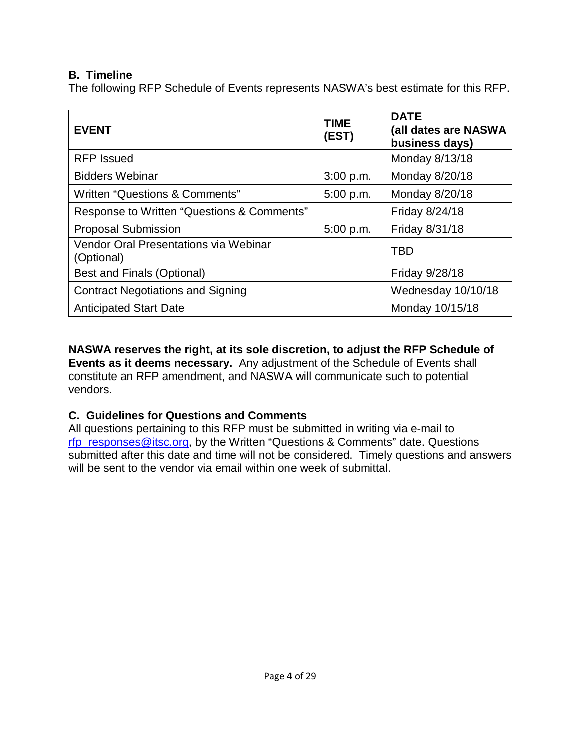## B. Timeline

The following RFP Schedule of Events represents NASWA's best estimate for this RFP.

| EVENT | TIME (EST) | DATE (all dates are NASWA business days) |
|---|---|---|
| RFP Issued | | Monday 8/13/18 |
| Bidders Webinar | 3:00 p.m. | Monday 8/20/18 |
| Written "Questions & Comments" | 5:00 p.m. | Monday 8/20/18 |
| Response to Written "Questions & Comments" | | Friday 8/24/18 |
| Proposal Submission | 5:00 p.m. | Friday 8/31/18 |
| Vendor Oral Presentations via Webinar (Optional) | | TBD |
| Best and Finals (Optional) | | Friday 9/28/18 |
| Contract Negotiations and Signing | | Wednesday 10/10/18 |
| Anticipated Start Date | | Monday 10/15/18 |

**NASWA reserves the right, at its sole discretion, to adjust the RFP Schedule of Events as it deems necessary.** Any adjustment of the Schedule of Events shall constitute an RFP amendment, and NASWA will communicate such to potential vendors.

## C. Guidelines for Questions and Comments

All questions pertaining to this RFP must be submitted in writing via e-mail to rfp_responses@itsc.org, by the Written "Questions & Comments" date. Questions submitted after this date and time will not be considered. Timely questions and answers will be sent to the vendor via email within one week of submittal.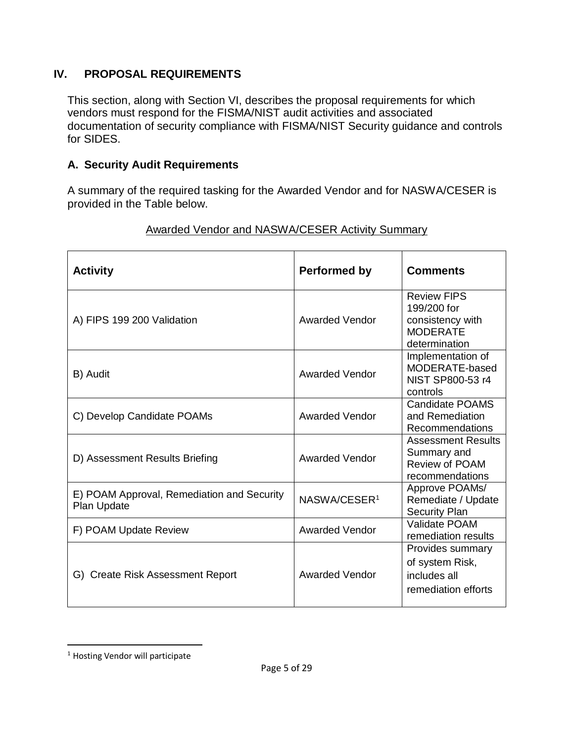## IV. PROPOSAL REQUIREMENTS

This section, along with Section VI, describes the proposal requirements for which vendors must respond for the FISMA/NIST audit activities and associated documentation of security compliance with FISMA/NIST Security guidance and controls for SIDES.

### A. Security Audit Requirements

A summary of the required tasking for the Awarded Vendor and for NASWA/CESER is provided in the Table below.

Awarded Vendor and NASWA/CESER Activity Summary

| Activity | Performed by | Comments |
|---|---|---|
| A) FIPS 199 200 Validation | Awarded Vendor | Review FIPS 199/200 for consistency with MODERATE determination |
| B) Audit | Awarded Vendor | Implementation of MODERATE-based NIST SP800-53 r4 controls |
| C) Develop Candidate POAMs | Awarded Vendor | Candidate POAMS and Remediation Recommendations |
| D) Assessment Results Briefing | Awarded Vendor | Assessment Results Summary and Review of POAM recommendations |
| E) POAM Approval, Remediation and Security Plan Update | NASWA/CESER[1] | Approve POAMs/ Remediate / Update Security Plan |
| F) POAM Update Review | Awarded Vendor | Validate POAM remediation results |
| G) Create Risk Assessment Report | Awarded Vendor | Provides summary of system Risk, includes all remediation efforts |

[1] Hosting Vendor will participate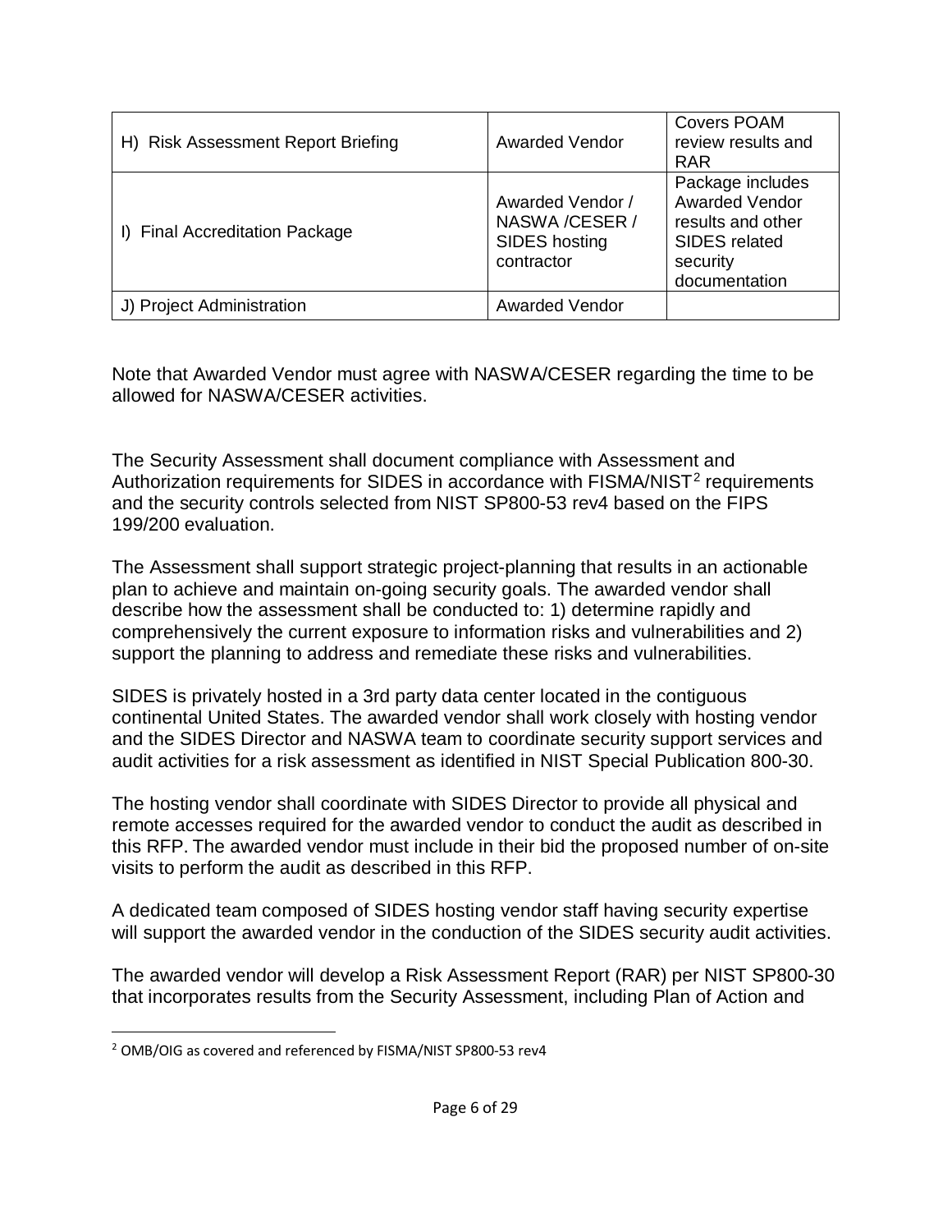| | | |
|---|---|---|
| H) Risk Assessment Report Briefing | Awarded Vendor | Covers POAM review results and RAR |
| I) Final Accreditation Package | Awarded Vendor / NASWA /CESER / SIDES hosting contractor | Package includes Awarded Vendor results and other SIDES related security documentation |
| J) Project Administration | Awarded Vendor | |

Note that Awarded Vendor must agree with NASWA/CESER regarding the time to be allowed for NASWA/CESER activities.

The Security Assessment shall document compliance with Assessment and Authorization requirements for SIDES in accordance with FISMA/NIST[2] requirements and the security controls selected from NIST SP800-53 rev4 based on the FIPS 199/200 evaluation.

The Assessment shall support strategic project-planning that results in an actionable plan to achieve and maintain on-going security goals. The awarded vendor shall describe how the assessment shall be conducted to: 1) determine rapidly and comprehensively the current exposure to information risks and vulnerabilities and 2) support the planning to address and remediate these risks and vulnerabilities.

SIDES is privately hosted in a 3rd party data center located in the contiguous continental United States. The awarded vendor shall work closely with hosting vendor and the SIDES Director and NASWA team to coordinate security support services and audit activities for a risk assessment as identified in NIST Special Publication 800-30.

The hosting vendor shall coordinate with SIDES Director to provide all physical and remote accesses required for the awarded vendor to conduct the audit as described in this RFP. The awarded vendor must include in their bid the proposed number of on-site visits to perform the audit as described in this RFP.

A dedicated team composed of SIDES hosting vendor staff having security expertise will support the awarded vendor in the conduction of the SIDES security audit activities.

The awarded vendor will develop a Risk Assessment Report (RAR) per NIST SP800-30 that incorporates results from the Security Assessment, including Plan of Action and

[2] OMB/OIG as covered and referenced by FISMA/NIST SP800-53 rev4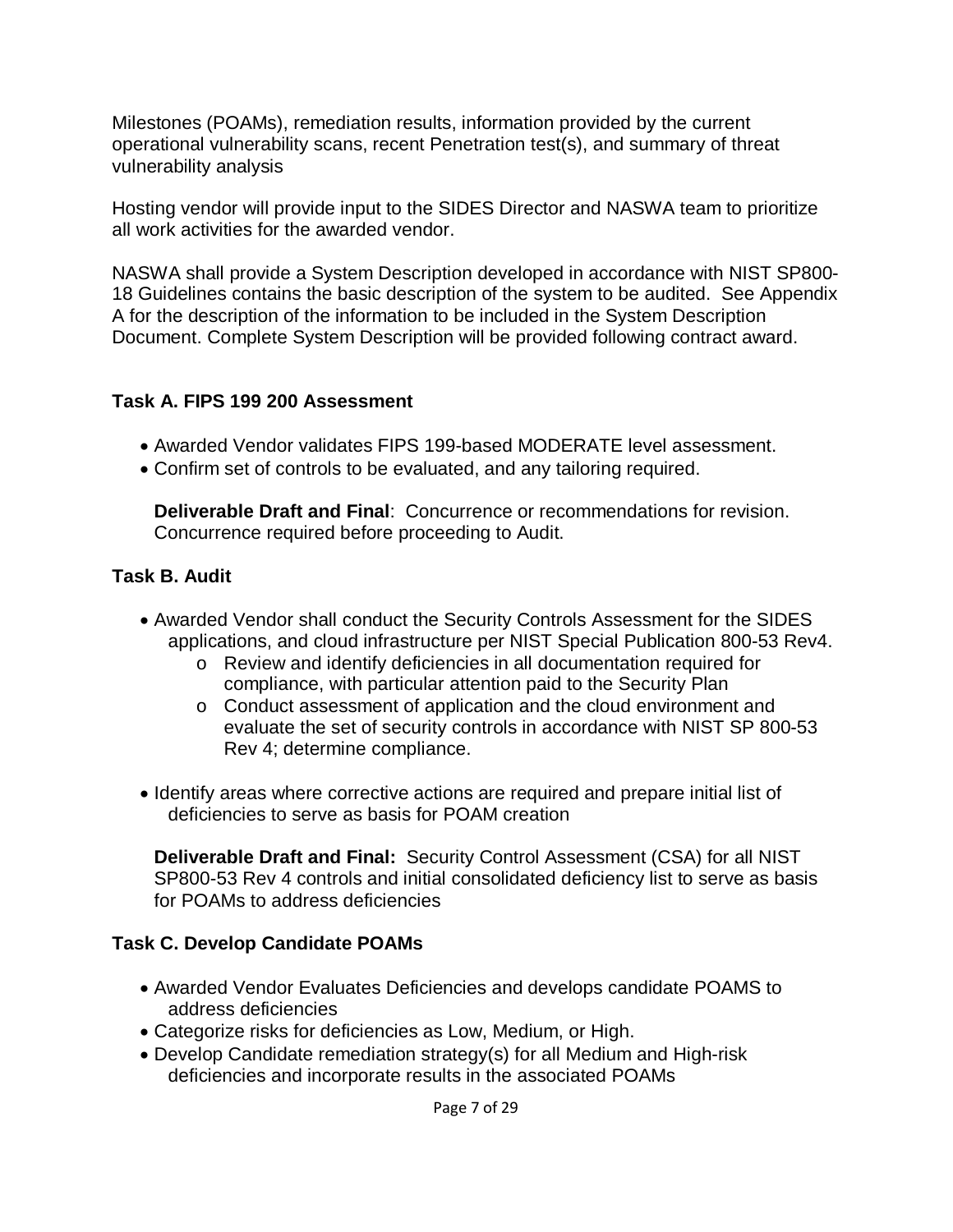Milestones (POAMs), remediation results, information provided by the current operational vulnerability scans, recent Penetration test(s), and summary of threat vulnerability analysis

Hosting vendor will provide input to the SIDES Director and NASWA team to prioritize all work activities for the awarded vendor.

NASWA shall provide a System Description developed in accordance with NIST SP800-18 Guidelines contains the basic description of the system to be audited. See Appendix A for the description of the information to be included in the System Description Document. Complete System Description will be provided following contract award.

### Task A. FIPS 199 200 Assessment

- Awarded Vendor validates FIPS 199-based MODERATE level assessment.
- Confirm set of controls to be evaluated, and any tailoring required.

  **Deliverable Draft and Final**: Concurrence or recommendations for revision. Concurrence required before proceeding to Audit.

### Task B. Audit

- Awarded Vendor shall conduct the Security Controls Assessment for the SIDES applications, and cloud infrastructure per NIST Special Publication 800-53 Rev4.
  - Review and identify deficiencies in all documentation required for compliance, with particular attention paid to the Security Plan
  - Conduct assessment of application and the cloud environment and evaluate the set of security controls in accordance with NIST SP 800-53 Rev 4; determine compliance.
- Identify areas where corrective actions are required and prepare initial list of deficiencies to serve as basis for POAM creation

  **Deliverable Draft and Final:** Security Control Assessment (CSA) for all NIST SP800-53 Rev 4 controls and initial consolidated deficiency list to serve as basis for POAMs to address deficiencies

### Task C. Develop Candidate POAMs

- Awarded Vendor Evaluates Deficiencies and develops candidate POAMS to address deficiencies
- Categorize risks for deficiencies as Low, Medium, or High.
- Develop Candidate remediation strategy(s) for all Medium and High-risk deficiencies and incorporate results in the associated POAMs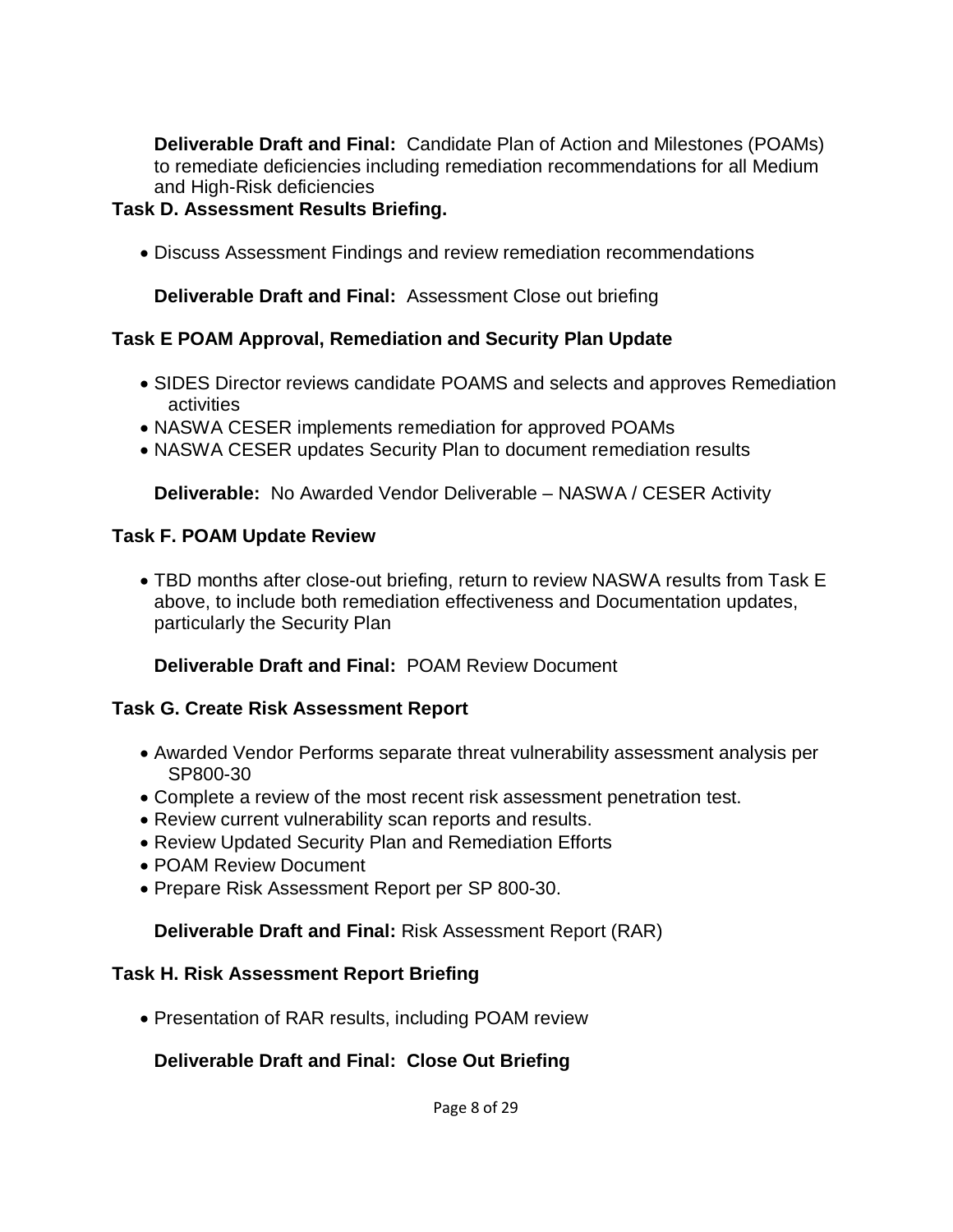**Deliverable Draft and Final:** Candidate Plan of Action and Milestones (POAMs) to remediate deficiencies including remediation recommendations for all Medium and High-Risk deficiencies

**Task D. Assessment Results Briefing.**

- Discuss Assessment Findings and review remediation recommendations

**Deliverable Draft and Final:** Assessment Close out briefing

**Task E POAM Approval, Remediation and Security Plan Update**

- SIDES Director reviews candidate POAMS and selects and approves Remediation activities
- NASWA CESER implements remediation for approved POAMs
- NASWA CESER updates Security Plan to document remediation results

**Deliverable:** No Awarded Vendor Deliverable – NASWA / CESER Activity

**Task F. POAM Update Review**

- TBD months after close-out briefing, return to review NASWA results from Task E above, to include both remediation effectiveness and Documentation updates, particularly the Security Plan

**Deliverable Draft and Final:** POAM Review Document

**Task G. Create Risk Assessment Report**

- Awarded Vendor Performs separate threat vulnerability assessment analysis per SP800-30
- Complete a review of the most recent risk assessment penetration test.
- Review current vulnerability scan reports and results.
- Review Updated Security Plan and Remediation Efforts
- POAM Review Document
- Prepare Risk Assessment Report per SP 800-30.

**Deliverable Draft and Final:** Risk Assessment Report (RAR)

**Task H. Risk Assessment Report Briefing**

- Presentation of RAR results, including POAM review

**Deliverable Draft and Final: Close Out Briefing**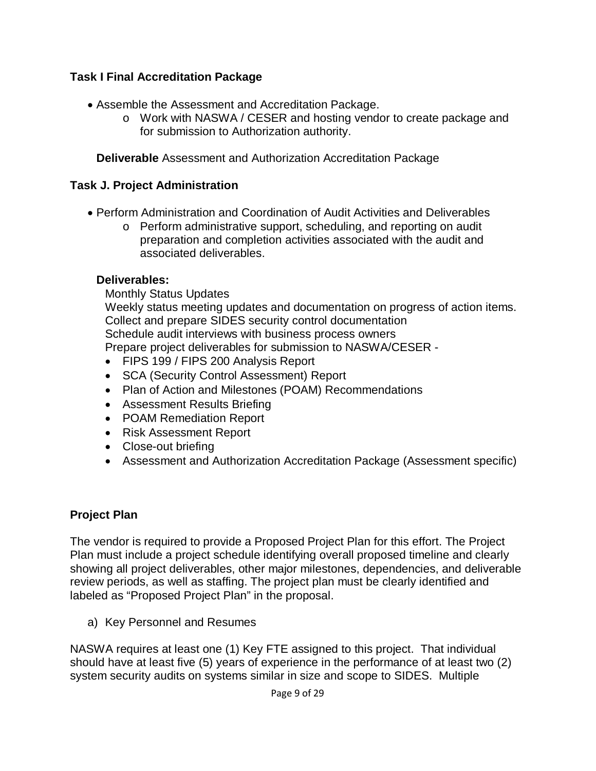### Task I Final Accreditation Package

- Assemble the Assessment and Accreditation Package.
    - Work with NASWA / CESER and hosting vendor to create package and for submission to Authorization authority.

**Deliverable** Assessment and Authorization Accreditation Package

### Task J. Project Administration

- Perform Administration and Coordination of Audit Activities and Deliverables
    - Perform administrative support, scheduling, and reporting on audit preparation and completion activities associated with the audit and associated deliverables.

**Deliverables:**

Monthly Status Updates
Weekly status meeting updates and documentation on progress of action items.
Collect and prepare SIDES security control documentation
Schedule audit interviews with business process owners
Prepare project deliverables for submission to NASWA/CESER -

- FIPS 199 / FIPS 200 Analysis Report
- SCA (Security Control Assessment) Report
- Plan of Action and Milestones (POAM) Recommendations
- Assessment Results Briefing
- POAM Remediation Report
- Risk Assessment Report
- Close-out briefing
- Assessment and Authorization Accreditation Package (Assessment specific)

### Project Plan

The vendor is required to provide a Proposed Project Plan for this effort. The Project Plan must include a project schedule identifying overall proposed timeline and clearly showing all project deliverables, other major milestones, dependencies, and deliverable review periods, as well as staffing. The project plan must be clearly identified and labeled as "Proposed Project Plan" in the proposal.

a) Key Personnel and Resumes

NASWA requires at least one (1) Key FTE assigned to this project. That individual should have at least five (5) years of experience in the performance of at least two (2) system security audits on systems similar in size and scope to SIDES. Multiple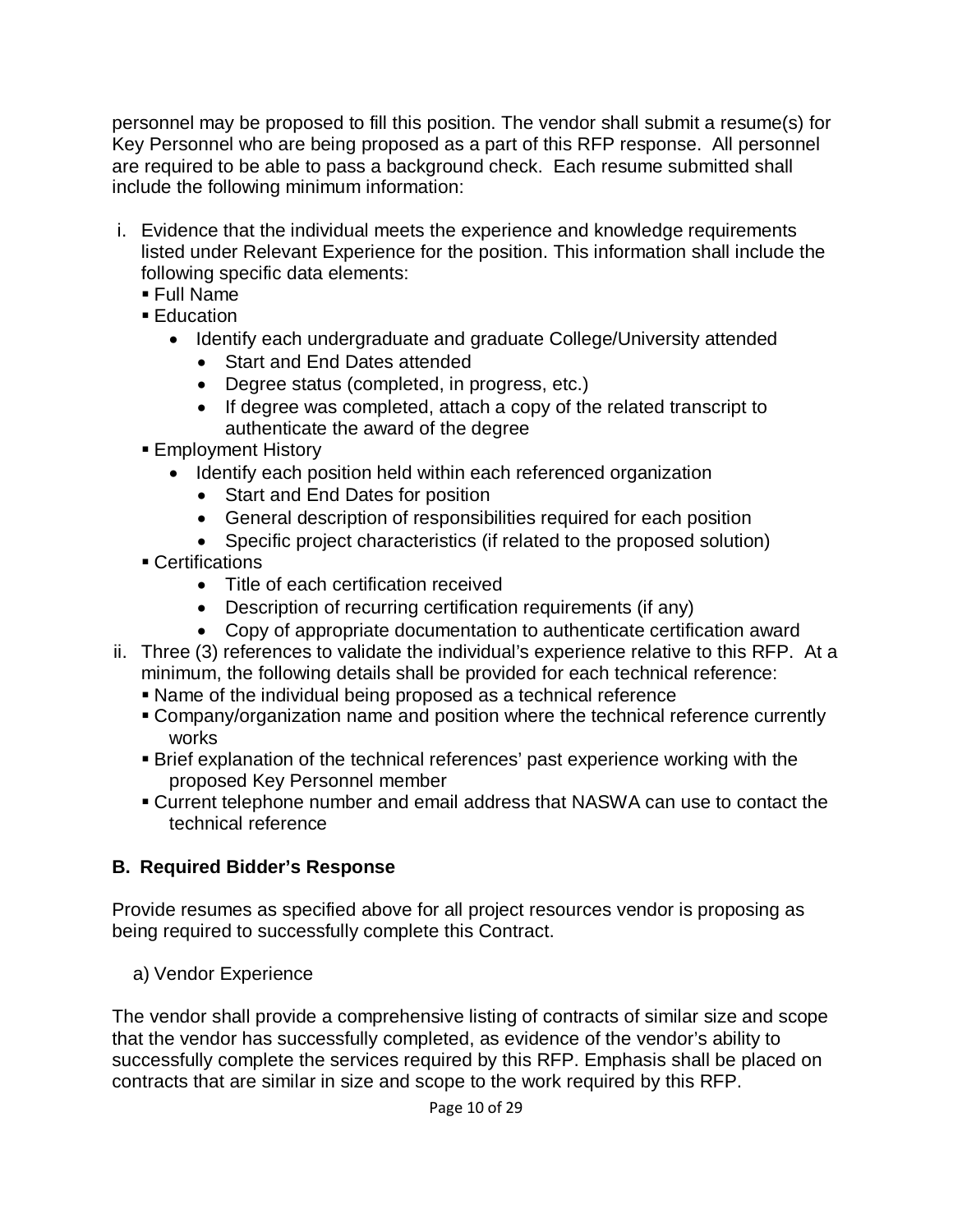personnel may be proposed to fill this position. The vendor shall submit a resume(s) for Key Personnel who are being proposed as a part of this RFP response. All personnel are required to be able to pass a background check. Each resume submitted shall include the following minimum information:

i. Evidence that the individual meets the experience and knowledge requirements listed under Relevant Experience for the position. This information shall include the following specific data elements:
   - Full Name
   - Education
     - Identify each undergraduate and graduate College/University attended
       - Start and End Dates attended
       - Degree status (completed, in progress, etc.)
       - If degree was completed, attach a copy of the related transcript to authenticate the award of the degree
   - Employment History
     - Identify each position held within each referenced organization
       - Start and End Dates for position
       - General description of responsibilities required for each position
       - Specific project characteristics (if related to the proposed solution)
   - Certifications
       - Title of each certification received
       - Description of recurring certification requirements (if any)
       - Copy of appropriate documentation to authenticate certification award

ii. Three (3) references to validate the individual's experience relative to this RFP. At a minimum, the following details shall be provided for each technical reference:
   - Name of the individual being proposed as a technical reference
   - Company/organization name and position where the technical reference currently works
   - Brief explanation of the technical references' past experience working with the proposed Key Personnel member
   - Current telephone number and email address that NASWA can use to contact the technical reference

**B. Required Bidder's Response**

Provide resumes as specified above for all project resources vendor is proposing as being required to successfully complete this Contract.

a) Vendor Experience

The vendor shall provide a comprehensive listing of contracts of similar size and scope that the vendor has successfully completed, as evidence of the vendor's ability to successfully complete the services required by this RFP. Emphasis shall be placed on contracts that are similar in size and scope to the work required by this RFP.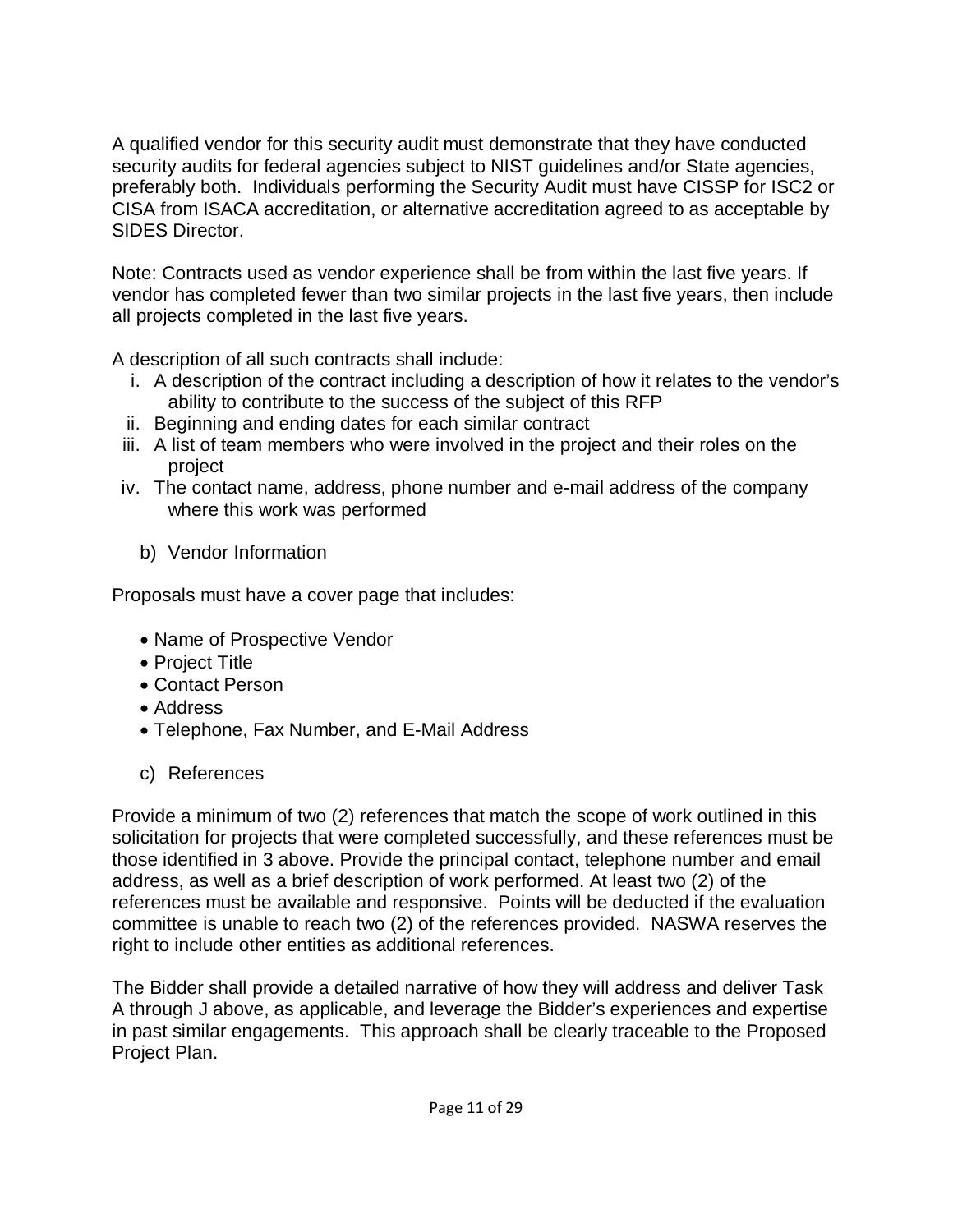A qualified vendor for this security audit must demonstrate that they have conducted security audits for federal agencies subject to NIST guidelines and/or State agencies, preferably both. Individuals performing the Security Audit must have CISSP for ISC2 or CISA from ISACA accreditation, or alternative accreditation agreed to as acceptable by SIDES Director.

Note: Contracts used as vendor experience shall be from within the last five years. If vendor has completed fewer than two similar projects in the last five years, then include all projects completed in the last five years.

A description of all such contracts shall include:

i. A description of the contract including a description of how it relates to the vendor's ability to contribute to the success of the subject of this RFP
ii. Beginning and ending dates for each similar contract
iii. A list of team members who were involved in the project and their roles on the project
iv. The contact name, address, phone number and e-mail address of the company where this work was performed

b) Vendor Information

Proposals must have a cover page that includes:

- Name of Prospective Vendor
- Project Title
- Contact Person
- Address
- Telephone, Fax Number, and E-Mail Address

c) References

Provide a minimum of two (2) references that match the scope of work outlined in this solicitation for projects that were completed successfully, and these references must be those identified in 3 above. Provide the principal contact, telephone number and email address, as well as a brief description of work performed. At least two (2) of the references must be available and responsive. Points will be deducted if the evaluation committee is unable to reach two (2) of the references provided. NASWA reserves the right to include other entities as additional references.

The Bidder shall provide a detailed narrative of how they will address and deliver Task A through J above, as applicable, and leverage the Bidder's experiences and expertise in past similar engagements. This approach shall be clearly traceable to the Proposed Project Plan.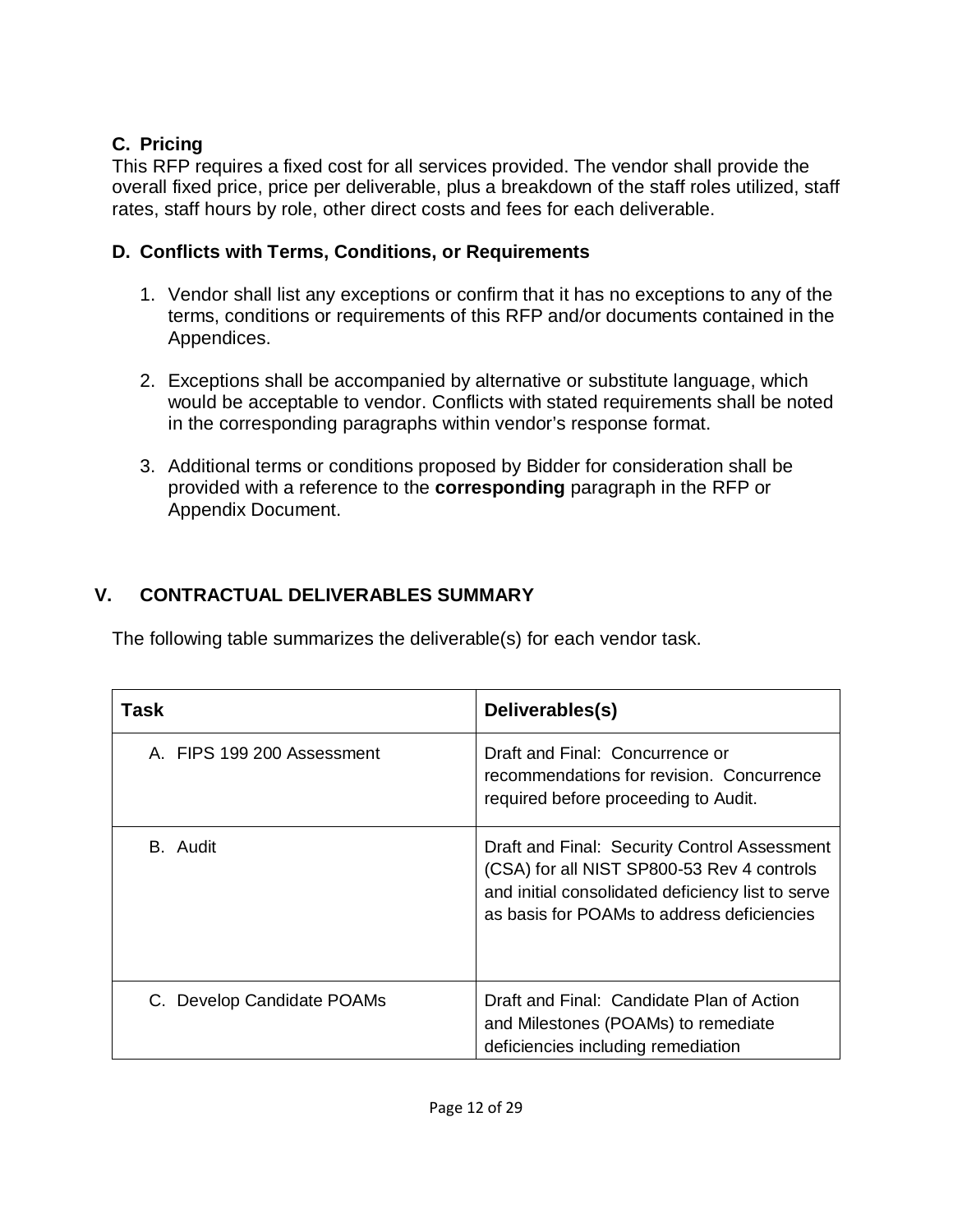### C. Pricing

This RFP requires a fixed cost for all services provided. The vendor shall provide the overall fixed price, price per deliverable, plus a breakdown of the staff roles utilized, staff rates, staff hours by role, other direct costs and fees for each deliverable.

### D. Conflicts with Terms, Conditions, or Requirements

1. Vendor shall list any exceptions or confirm that it has no exceptions to any of the terms, conditions or requirements of this RFP and/or documents contained in the Appendices.

2. Exceptions shall be accompanied by alternative or substitute language, which would be acceptable to vendor. Conflicts with stated requirements shall be noted in the corresponding paragraphs within vendor's response format.

3. Additional terms or conditions proposed by Bidder for consideration shall be provided with a reference to the **corresponding** paragraph in the RFP or Appendix Document.

## V. CONTRACTUAL DELIVERABLES SUMMARY

The following table summarizes the deliverable(s) for each vendor task.

| Task | Deliverables(s) |
| --- | --- |
| A. FIPS 199 200 Assessment | Draft and Final: Concurrence or recommendations for revision. Concurrence required before proceeding to Audit. |
| B. Audit | Draft and Final: Security Control Assessment (CSA) for all NIST SP800-53 Rev 4 controls and initial consolidated deficiency list to serve as basis for POAMs to address deficiencies |
| C. Develop Candidate POAMs | Draft and Final: Candidate Plan of Action and Milestones (POAMs) to remediate deficiencies including remediation |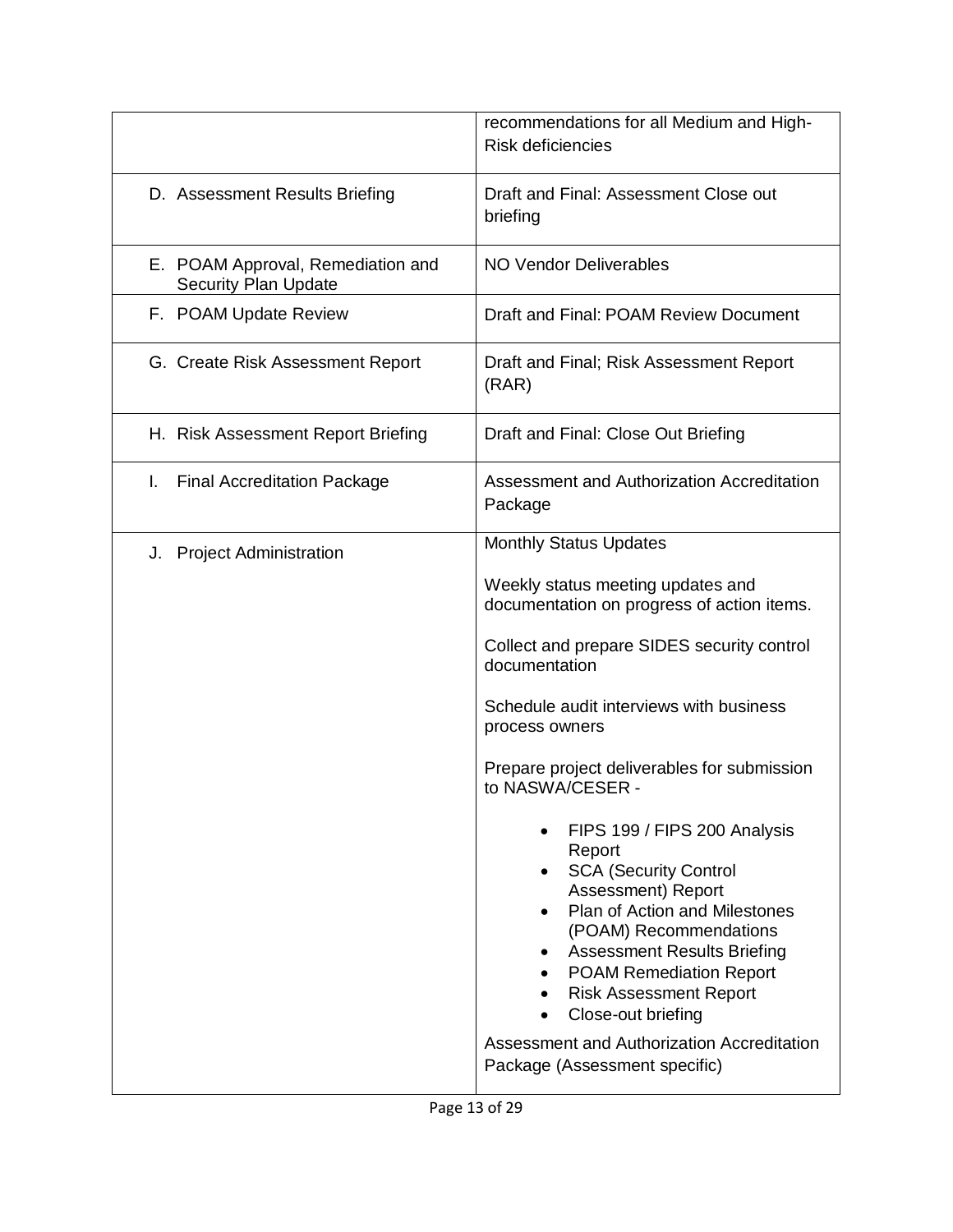| | |
|---|---|
| | recommendations for all Medium and High-Risk deficiencies |
| D. Assessment Results Briefing | Draft and Final: Assessment Close out briefing |
| E. POAM Approval, Remediation and Security Plan Update | NO Vendor Deliverables |
| F. POAM Update Review | Draft and Final: POAM Review Document |
| G. Create Risk Assessment Report | Draft and Final; Risk Assessment Report (RAR) |
| H. Risk Assessment Report Briefing | Draft and Final: Close Out Briefing |
| I. Final Accreditation Package | Assessment and Authorization Accreditation Package |
| J. Project Administration | Monthly Status Updates<br><br>Weekly status meeting updates and documentation on progress of action items.<br><br>Collect and prepare SIDES security control documentation<br><br>Schedule audit interviews with business process owners<br><br>Prepare project deliverables for submission to NASWA/CESER -<br><br>• FIPS 199 / FIPS 200 Analysis Report<br>• SCA (Security Control Assessment) Report<br>• Plan of Action and Milestones (POAM) Recommendations<br>• Assessment Results Briefing<br>• POAM Remediation Report<br>• Risk Assessment Report<br>• Close-out briefing<br><br>Assessment and Authorization Accreditation Package (Assessment specific) |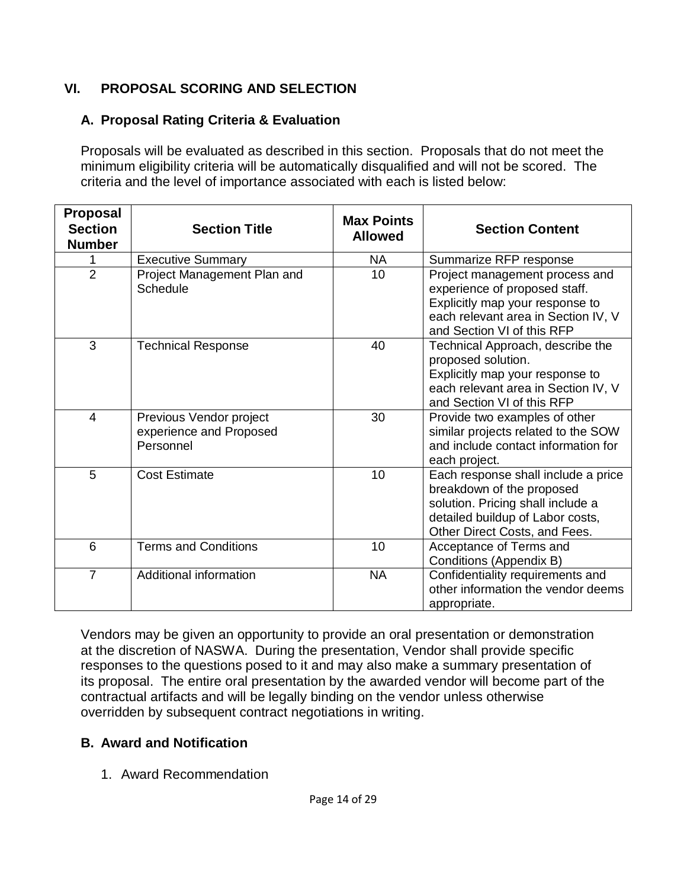## VI. PROPOSAL SCORING AND SELECTION

### A. Proposal Rating Criteria & Evaluation

Proposals will be evaluated as described in this section. Proposals that do not meet the minimum eligibility criteria will be automatically disqualified and will not be scored. The criteria and the level of importance associated with each is listed below:

| Proposal Section Number | Section Title | Max Points Allowed | Section Content |
|---|---|---|---|
| 1 | Executive Summary | NA | Summarize RFP response |
| 2 | Project Management Plan and Schedule | 10 | Project management process and experience of proposed staff. Explicitly map your response to each relevant area in Section IV, V and Section VI of this RFP |
| 3 | Technical Response | 40 | Technical Approach, describe the proposed solution. Explicitly map your response to each relevant area in Section IV, V and Section VI of this RFP |
| 4 | Previous Vendor project experience and Proposed Personnel | 30 | Provide two examples of other similar projects related to the SOW and include contact information for each project. |
| 5 | Cost Estimate | 10 | Each response shall include a price breakdown of the proposed solution. Pricing shall include a detailed buildup of Labor costs, Other Direct Costs, and Fees. |
| 6 | Terms and Conditions | 10 | Acceptance of Terms and Conditions (Appendix B) |
| 7 | Additional information | NA | Confidentiality requirements and other information the vendor deems appropriate. |

Vendors may be given an opportunity to provide an oral presentation or demonstration at the discretion of NASWA. During the presentation, Vendor shall provide specific responses to the questions posed to it and may also make a summary presentation of its proposal. The entire oral presentation by the awarded vendor will become part of the contractual artifacts and will be legally binding on the vendor unless otherwise overridden by subsequent contract negotiations in writing.

### B. Award and Notification

1. Award Recommendation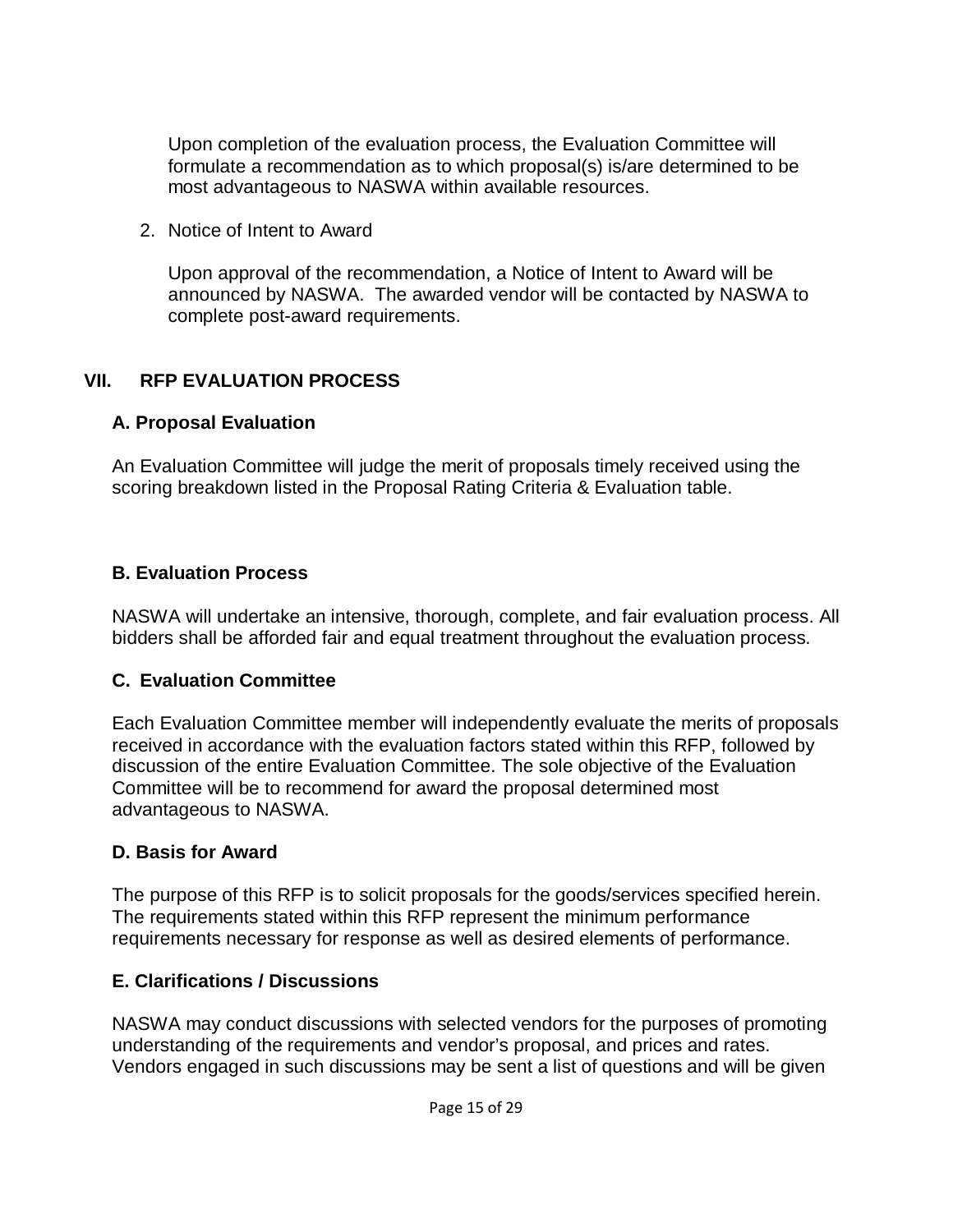Upon completion of the evaluation process, the Evaluation Committee will formulate a recommendation as to which proposal(s) is/are determined to be most advantageous to NASWA within available resources.

2. Notice of Intent to Award

   Upon approval of the recommendation, a Notice of Intent to Award will be announced by NASWA. The awarded vendor will be contacted by NASWA to complete post-award requirements.

## VII. RFP EVALUATION PROCESS

### A. Proposal Evaluation

An Evaluation Committee will judge the merit of proposals timely received using the scoring breakdown listed in the Proposal Rating Criteria & Evaluation table.

### B. Evaluation Process

NASWA will undertake an intensive, thorough, complete, and fair evaluation process. All bidders shall be afforded fair and equal treatment throughout the evaluation process.

### C. Evaluation Committee

Each Evaluation Committee member will independently evaluate the merits of proposals received in accordance with the evaluation factors stated within this RFP, followed by discussion of the entire Evaluation Committee. The sole objective of the Evaluation Committee will be to recommend for award the proposal determined most advantageous to NASWA.

### D. Basis for Award

The purpose of this RFP is to solicit proposals for the goods/services specified herein. The requirements stated within this RFP represent the minimum performance requirements necessary for response as well as desired elements of performance.

### E. Clarifications / Discussions

NASWA may conduct discussions with selected vendors for the purposes of promoting understanding of the requirements and vendor's proposal, and prices and rates. Vendors engaged in such discussions may be sent a list of questions and will be given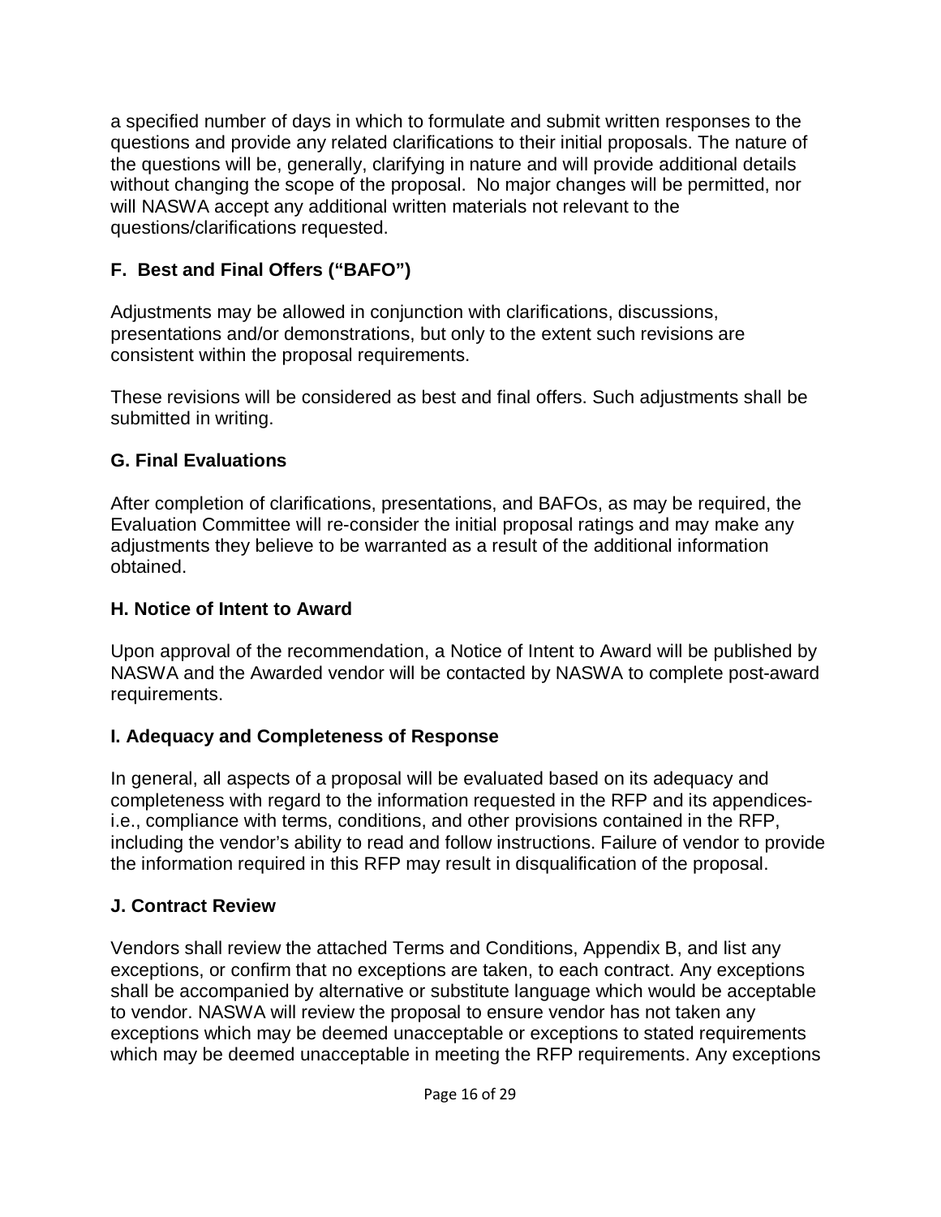a specified number of days in which to formulate and submit written responses to the questions and provide any related clarifications to their initial proposals. The nature of the questions will be, generally, clarifying in nature and will provide additional details without changing the scope of the proposal. No major changes will be permitted, nor will NASWA accept any additional written materials not relevant to the questions/clarifications requested.

### F. Best and Final Offers ("BAFO")

Adjustments may be allowed in conjunction with clarifications, discussions, presentations and/or demonstrations, but only to the extent such revisions are consistent within the proposal requirements.

These revisions will be considered as best and final offers. Such adjustments shall be submitted in writing.

### G. Final Evaluations

After completion of clarifications, presentations, and BAFOs, as may be required, the Evaluation Committee will re-consider the initial proposal ratings and may make any adjustments they believe to be warranted as a result of the additional information obtained.

### H. Notice of Intent to Award

Upon approval of the recommendation, a Notice of Intent to Award will be published by NASWA and the Awarded vendor will be contacted by NASWA to complete post-award requirements.

### I. Adequacy and Completeness of Response

In general, all aspects of a proposal will be evaluated based on its adequacy and completeness with regard to the information requested in the RFP and its appendices- i.e., compliance with terms, conditions, and other provisions contained in the RFP, including the vendor's ability to read and follow instructions. Failure of vendor to provide the information required in this RFP may result in disqualification of the proposal.

### J. Contract Review

Vendors shall review the attached Terms and Conditions, Appendix B, and list any exceptions, or confirm that no exceptions are taken, to each contract. Any exceptions shall be accompanied by alternative or substitute language which would be acceptable to vendor. NASWA will review the proposal to ensure vendor has not taken any exceptions which may be deemed unacceptable or exceptions to stated requirements which may be deemed unacceptable in meeting the RFP requirements. Any exceptions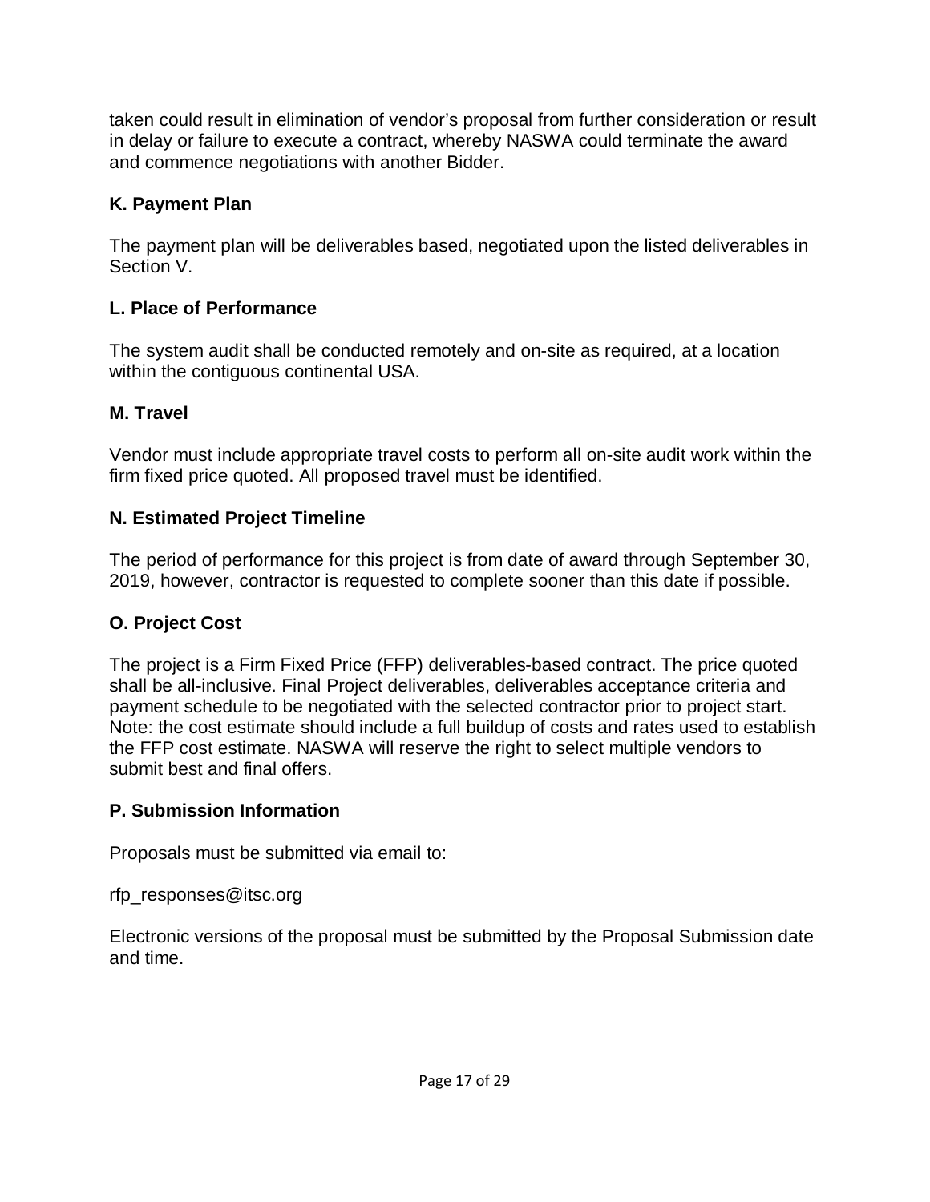taken could result in elimination of vendor's proposal from further consideration or result in delay or failure to execute a contract, whereby NASWA could terminate the award and commence negotiations with another Bidder.

### K. Payment Plan

The payment plan will be deliverables based, negotiated upon the listed deliverables in Section V.

### L. Place of Performance

The system audit shall be conducted remotely and on-site as required, at a location within the contiguous continental USA.

### M. Travel

Vendor must include appropriate travel costs to perform all on-site audit work within the firm fixed price quoted. All proposed travel must be identified.

### N. Estimated Project Timeline

The period of performance for this project is from date of award through September 30, 2019, however, contractor is requested to complete sooner than this date if possible.

### O. Project Cost

The project is a Firm Fixed Price (FFP) deliverables-based contract. The price quoted shall be all-inclusive. Final Project deliverables, deliverables acceptance criteria and payment schedule to be negotiated with the selected contractor prior to project start. Note: the cost estimate should include a full buildup of costs and rates used to establish the FFP cost estimate. NASWA will reserve the right to select multiple vendors to submit best and final offers.

### P. Submission Information

Proposals must be submitted via email to:

rfp_responses@itsc.org

Electronic versions of the proposal must be submitted by the Proposal Submission date and time.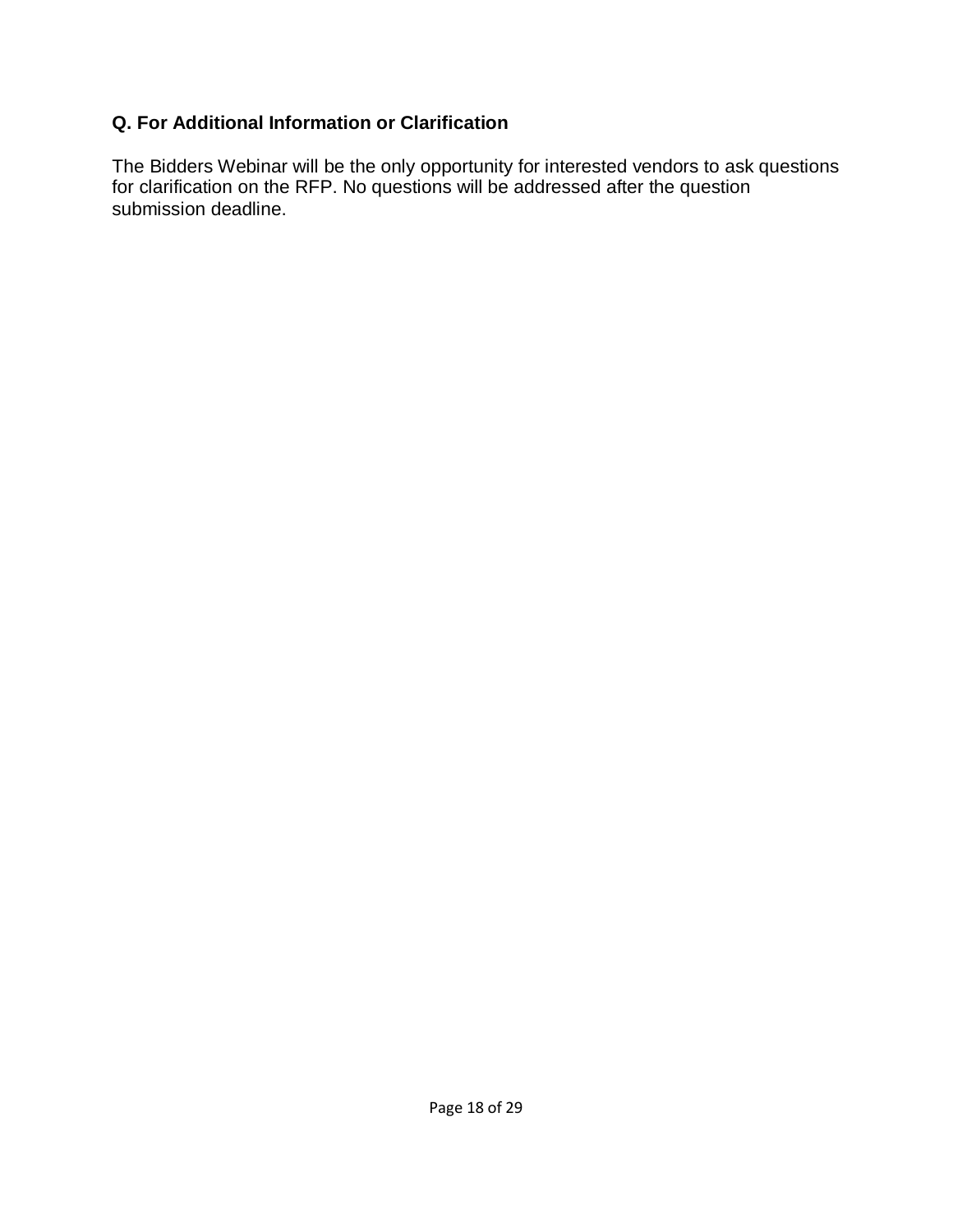## Q. For Additional Information or Clarification

The Bidders Webinar will be the only opportunity for interested vendors to ask questions for clarification on the RFP. No questions will be addressed after the question submission deadline.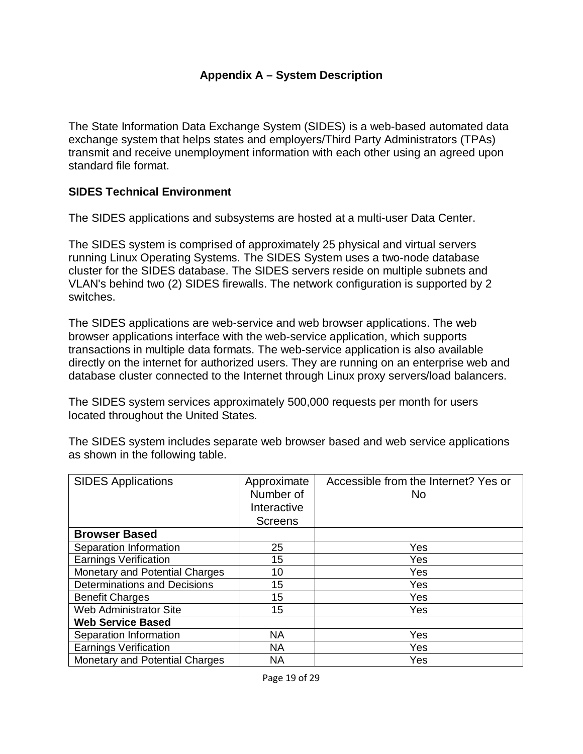## Appendix A – System Description

The State Information Data Exchange System (SIDES) is a web-based automated data exchange system that helps states and employers/Third Party Administrators (TPAs) transmit and receive unemployment information with each other using an agreed upon standard file format.

### SIDES Technical Environment

The SIDES applications and subsystems are hosted at a multi-user Data Center.

The SIDES system is comprised of approximately 25 physical and virtual servers running Linux Operating Systems. The SIDES System uses a two-node database cluster for the SIDES database. The SIDES servers reside on multiple subnets and VLAN's behind two (2) SIDES firewalls. The network configuration is supported by 2 switches.

The SIDES applications are web-service and web browser applications. The web browser applications interface with the web-service application, which supports transactions in multiple data formats. The web-service application is also available directly on the internet for authorized users. They are running on an enterprise web and database cluster connected to the Internet through Linux proxy servers/load balancers.

The SIDES system services approximately 500,000 requests per month for users located throughout the United States.

The SIDES system includes separate web browser based and web service applications as shown in the following table.

| SIDES Applications | Approximate Number of Interactive Screens | Accessible from the Internet? Yes or No |
|---|---|---|
| **Browser Based** | | |
| Separation Information | 25 | Yes |
| Earnings Verification | 15 | Yes |
| Monetary and Potential Charges | 10 | Yes |
| Determinations and Decisions | 15 | Yes |
| Benefit Charges | 15 | Yes |
| Web Administrator Site | 15 | Yes |
| **Web Service Based** | | |
| Separation Information | NA | Yes |
| Earnings Verification | NA | Yes |
| Monetary and Potential Charges | NA | Yes |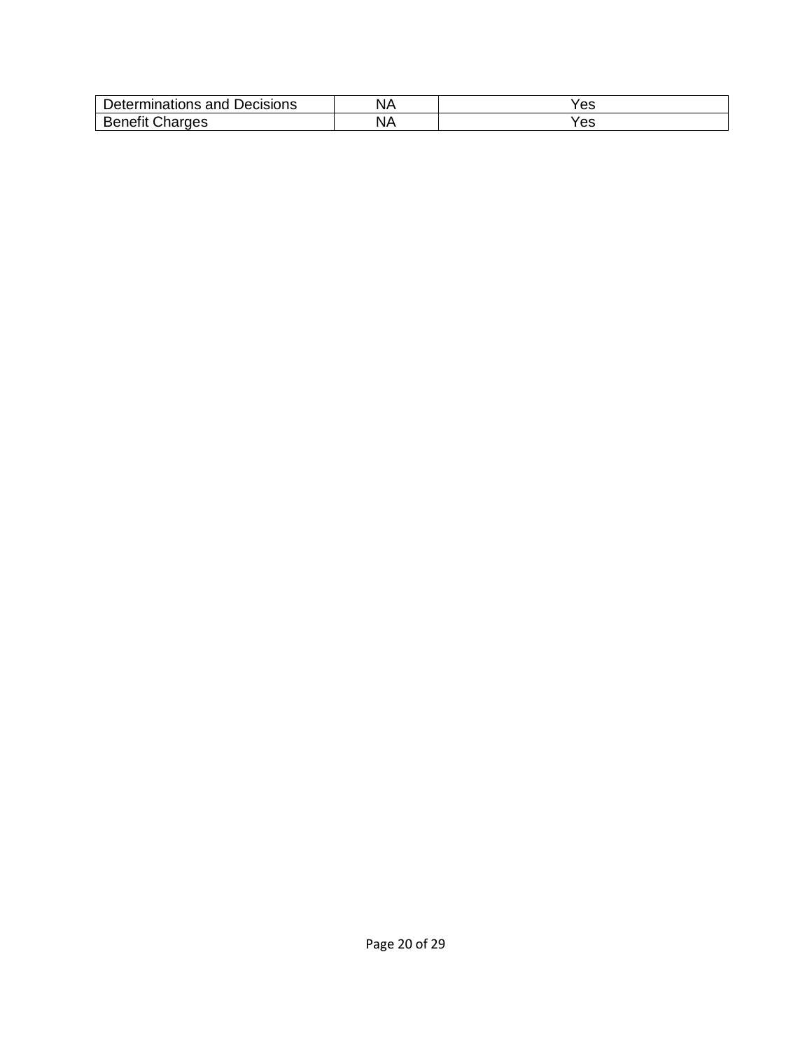| | | |
|---|---|---|
| Determinations and Decisions | NA | Yes |
| Benefit Charges | NA | Yes |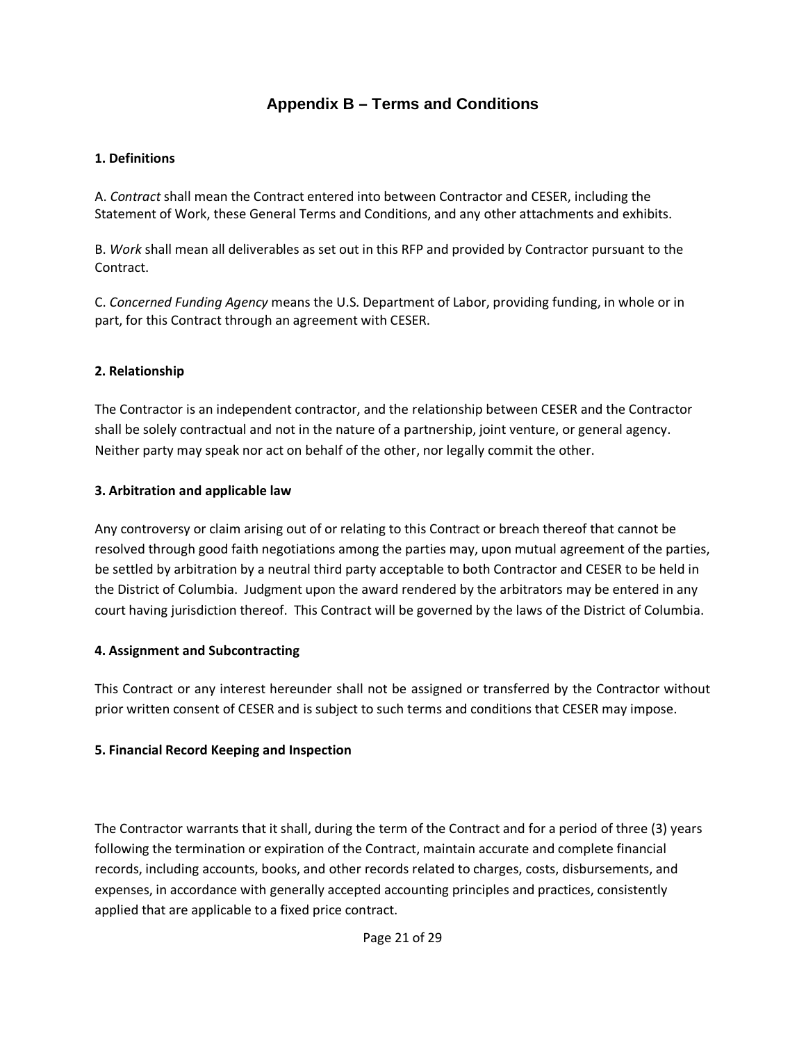# Appendix B – Terms and Conditions

**1. Definitions**

A. *Contract* shall mean the Contract entered into between Contractor and CESER, including the Statement of Work, these General Terms and Conditions, and any other attachments and exhibits.

B. *Work* shall mean all deliverables as set out in this RFP and provided by Contractor pursuant to the Contract.

C. *Concerned Funding Agency* means the U.S. Department of Labor, providing funding, in whole or in part, for this Contract through an agreement with CESER.

**2. Relationship**

The Contractor is an independent contractor, and the relationship between CESER and the Contractor shall be solely contractual and not in the nature of a partnership, joint venture, or general agency. Neither party may speak nor act on behalf of the other, nor legally commit the other.

**3. Arbitration and applicable law**

Any controversy or claim arising out of or relating to this Contract or breach thereof that cannot be resolved through good faith negotiations among the parties may, upon mutual agreement of the parties, be settled by arbitration by a neutral third party acceptable to both Contractor and CESER to be held in the District of Columbia. Judgment upon the award rendered by the arbitrators may be entered in any court having jurisdiction thereof. This Contract will be governed by the laws of the District of Columbia.

**4. Assignment and Subcontracting**

This Contract or any interest hereunder shall not be assigned or transferred by the Contractor without prior written consent of CESER and is subject to such terms and conditions that CESER may impose.

**5. Financial Record Keeping and Inspection**

The Contractor warrants that it shall, during the term of the Contract and for a period of three (3) years following the termination or expiration of the Contract, maintain accurate and complete financial records, including accounts, books, and other records related to charges, costs, disbursements, and expenses, in accordance with generally accepted accounting principles and practices, consistently applied that are applicable to a fixed price contract.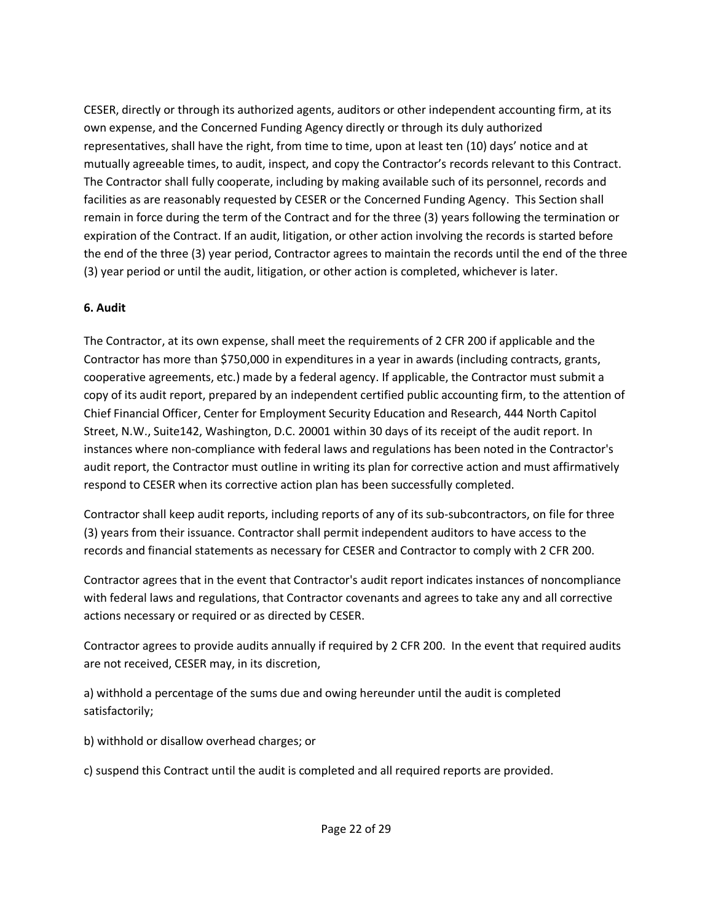CESER, directly or through its authorized agents, auditors or other independent accounting firm, at its own expense, and the Concerned Funding Agency directly or through its duly authorized representatives, shall have the right, from time to time, upon at least ten (10) days' notice and at mutually agreeable times, to audit, inspect, and copy the Contractor's records relevant to this Contract. The Contractor shall fully cooperate, including by making available such of its personnel, records and facilities as are reasonably requested by CESER or the Concerned Funding Agency. This Section shall remain in force during the term of the Contract and for the three (3) years following the termination or expiration of the Contract. If an audit, litigation, or other action involving the records is started before the end of the three (3) year period, Contractor agrees to maintain the records until the end of the three (3) year period or until the audit, litigation, or other action is completed, whichever is later.

**6. Audit**

The Contractor, at its own expense, shall meet the requirements of 2 CFR 200 if applicable and the Contractor has more than $750,000 in expenditures in a year in awards (including contracts, grants, cooperative agreements, etc.) made by a federal agency. If applicable, the Contractor must submit a copy of its audit report, prepared by an independent certified public accounting firm, to the attention of Chief Financial Officer, Center for Employment Security Education and Research, 444 North Capitol Street, N.W., Suite142, Washington, D.C. 20001 within 30 days of its receipt of the audit report. In instances where non-compliance with federal laws and regulations has been noted in the Contractor's audit report, the Contractor must outline in writing its plan for corrective action and must affirmatively respond to CESER when its corrective action plan has been successfully completed.

Contractor shall keep audit reports, including reports of any of its sub-subcontractors, on file for three (3) years from their issuance. Contractor shall permit independent auditors to have access to the records and financial statements as necessary for CESER and Contractor to comply with 2 CFR 200.

Contractor agrees that in the event that Contractor's audit report indicates instances of noncompliance with federal laws and regulations, that Contractor covenants and agrees to take any and all corrective actions necessary or required or as directed by CESER.

Contractor agrees to provide audits annually if required by 2 CFR 200. In the event that required audits are not received, CESER may, in its discretion,

a) withhold a percentage of the sums due and owing hereunder until the audit is completed satisfactorily;

b) withhold or disallow overhead charges; or

c) suspend this Contract until the audit is completed and all required reports are provided.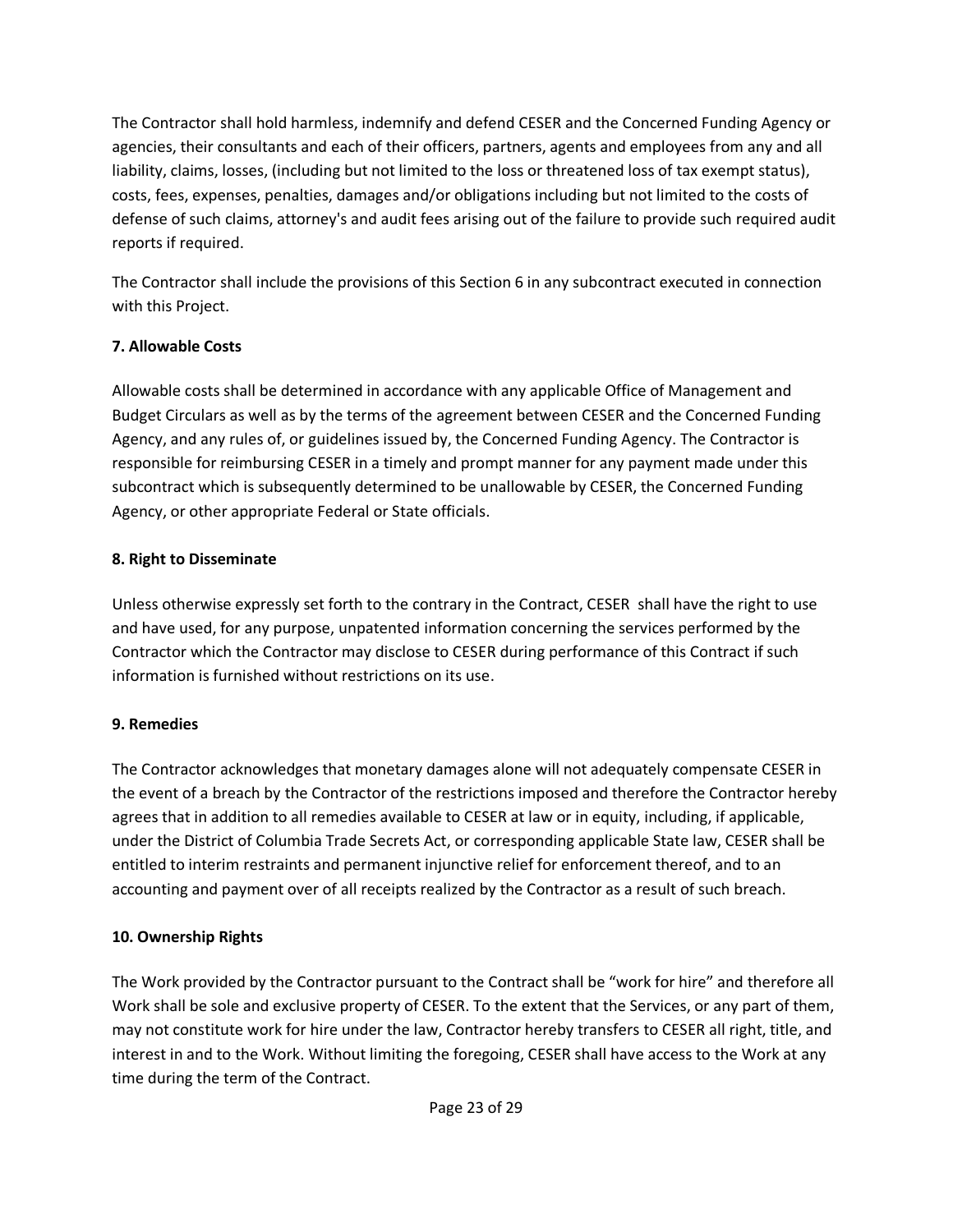The Contractor shall hold harmless, indemnify and defend CESER and the Concerned Funding Agency or agencies, their consultants and each of their officers, partners, agents and employees from any and all liability, claims, losses, (including but not limited to the loss or threatened loss of tax exempt status), costs, fees, expenses, penalties, damages and/or obligations including but not limited to the costs of defense of such claims, attorney's and audit fees arising out of the failure to provide such required audit reports if required.

The Contractor shall include the provisions of this Section 6 in any subcontract executed in connection with this Project.

**7. Allowable Costs**

Allowable costs shall be determined in accordance with any applicable Office of Management and Budget Circulars as well as by the terms of the agreement between CESER and the Concerned Funding Agency, and any rules of, or guidelines issued by, the Concerned Funding Agency. The Contractor is responsible for reimbursing CESER in a timely and prompt manner for any payment made under this subcontract which is subsequently determined to be unallowable by CESER, the Concerned Funding Agency, or other appropriate Federal or State officials.

**8. Right to Disseminate**

Unless otherwise expressly set forth to the contrary in the Contract, CESER shall have the right to use and have used, for any purpose, unpatented information concerning the services performed by the Contractor which the Contractor may disclose to CESER during performance of this Contract if such information is furnished without restrictions on its use.

**9. Remedies**

The Contractor acknowledges that monetary damages alone will not adequately compensate CESER in the event of a breach by the Contractor of the restrictions imposed and therefore the Contractor hereby agrees that in addition to all remedies available to CESER at law or in equity, including, if applicable, under the District of Columbia Trade Secrets Act, or corresponding applicable State law, CESER shall be entitled to interim restraints and permanent injunctive relief for enforcement thereof, and to an accounting and payment over of all receipts realized by the Contractor as a result of such breach.

**10. Ownership Rights**

The Work provided by the Contractor pursuant to the Contract shall be "work for hire" and therefore all Work shall be sole and exclusive property of CESER. To the extent that the Services, or any part of them, may not constitute work for hire under the law, Contractor hereby transfers to CESER all right, title, and interest in and to the Work. Without limiting the foregoing, CESER shall have access to the Work at any time during the term of the Contract.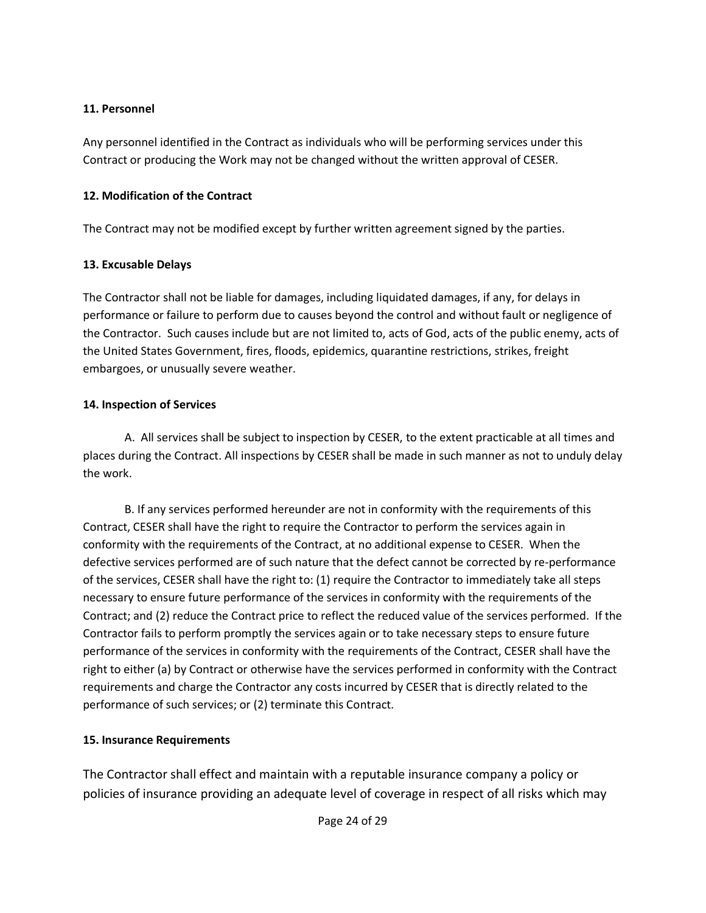**11. Personnel**

Any personnel identified in the Contract as individuals who will be performing services under this Contract or producing the Work may not be changed without the written approval of CESER.

**12. Modification of the Contract**

The Contract may not be modified except by further written agreement signed by the parties.

**13. Excusable Delays**

The Contractor shall not be liable for damages, including liquidated damages, if any, for delays in performance or failure to perform due to causes beyond the control and without fault or negligence of the Contractor. Such causes include but are not limited to, acts of God, acts of the public enemy, acts of the United States Government, fires, floods, epidemics, quarantine restrictions, strikes, freight embargoes, or unusually severe weather.

**14. Inspection of Services**

A. All services shall be subject to inspection by CESER, to the extent practicable at all times and places during the Contract. All inspections by CESER shall be made in such manner as not to unduly delay the work.

B. If any services performed hereunder are not in conformity with the requirements of this Contract, CESER shall have the right to require the Contractor to perform the services again in conformity with the requirements of the Contract, at no additional expense to CESER. When the defective services performed are of such nature that the defect cannot be corrected by re-performance of the services, CESER shall have the right to: (1) require the Contractor to immediately take all steps necessary to ensure future performance of the services in conformity with the requirements of the Contract; and (2) reduce the Contract price to reflect the reduced value of the services performed. If the Contractor fails to perform promptly the services again or to take necessary steps to ensure future performance of the services in conformity with the requirements of the Contract, CESER shall have the right to either (a) by Contract or otherwise have the services performed in conformity with the Contract requirements and charge the Contractor any costs incurred by CESER that is directly related to the performance of such services; or (2) terminate this Contract.

**15. Insurance Requirements**

The Contractor shall effect and maintain with a reputable insurance company a policy or policies of insurance providing an adequate level of coverage in respect of all risks which may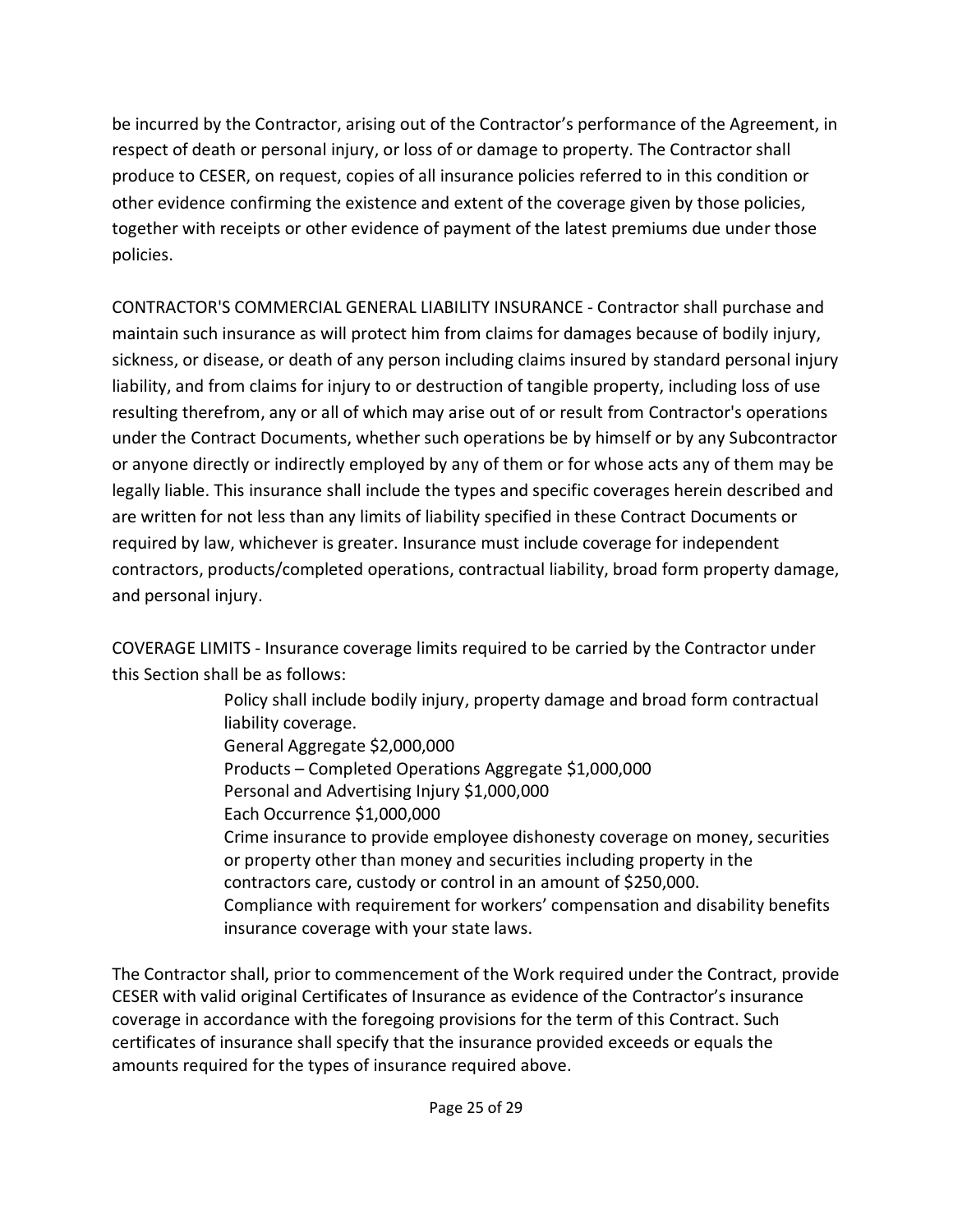be incurred by the Contractor, arising out of the Contractor's performance of the Agreement, in respect of death or personal injury, or loss of or damage to property. The Contractor shall produce to CESER, on request, copies of all insurance policies referred to in this condition or other evidence confirming the existence and extent of the coverage given by those policies, together with receipts or other evidence of payment of the latest premiums due under those policies.

CONTRACTOR'S COMMERCIAL GENERAL LIABILITY INSURANCE - Contractor shall purchase and maintain such insurance as will protect him from claims for damages because of bodily injury, sickness, or disease, or death of any person including claims insured by standard personal injury liability, and from claims for injury to or destruction of tangible property, including loss of use resulting therefrom, any or all of which may arise out of or result from Contractor's operations under the Contract Documents, whether such operations be by himself or by any Subcontractor or anyone directly or indirectly employed by any of them or for whose acts any of them may be legally liable. This insurance shall include the types and specific coverages herein described and are written for not less than any limits of liability specified in these Contract Documents or required by law, whichever is greater. Insurance must include coverage for independent contractors, products/completed operations, contractual liability, broad form property damage, and personal injury.

COVERAGE LIMITS - Insurance coverage limits required to be carried by the Contractor under this Section shall be as follows:

> Policy shall include bodily injury, property damage and broad form contractual liability coverage.
> General Aggregate $2,000,000
> Products – Completed Operations Aggregate $1,000,000
> Personal and Advertising Injury $1,000,000
> Each Occurrence $1,000,000
> Crime insurance to provide employee dishonesty coverage on money, securities or property other than money and securities including property in the contractors care, custody or control in an amount of $250,000.
> Compliance with requirement for workers' compensation and disability benefits insurance coverage with your state laws.

The Contractor shall, prior to commencement of the Work required under the Contract, provide CESER with valid original Certificates of Insurance as evidence of the Contractor's insurance coverage in accordance with the foregoing provisions for the term of this Contract. Such certificates of insurance shall specify that the insurance provided exceeds or equals the amounts required for the types of insurance required above.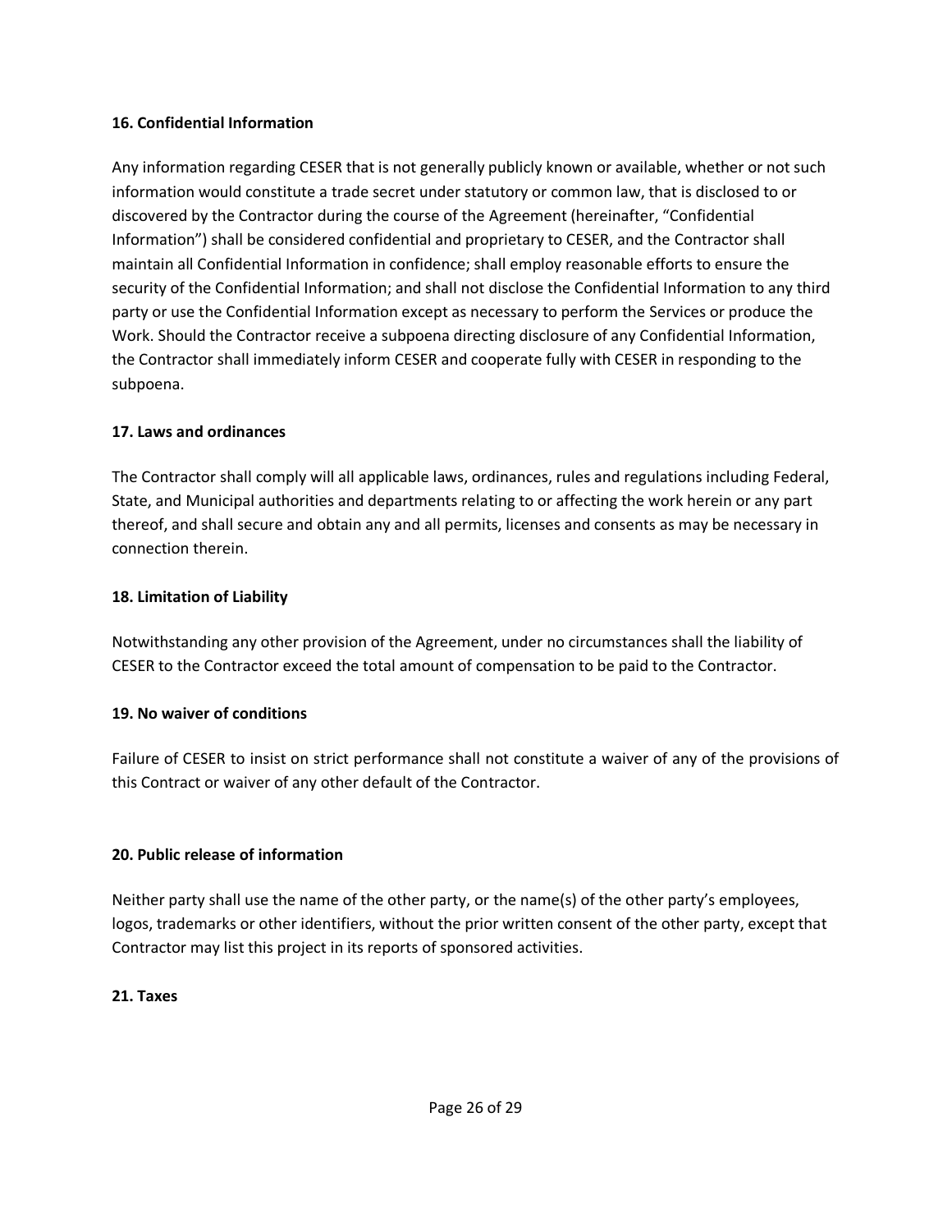**16. Confidential Information**

Any information regarding CESER that is not generally publicly known or available, whether or not such information would constitute a trade secret under statutory or common law, that is disclosed to or discovered by the Contractor during the course of the Agreement (hereinafter, "Confidential Information") shall be considered confidential and proprietary to CESER, and the Contractor shall maintain all Confidential Information in confidence; shall employ reasonable efforts to ensure the security of the Confidential Information; and shall not disclose the Confidential Information to any third party or use the Confidential Information except as necessary to perform the Services or produce the Work. Should the Contractor receive a subpoena directing disclosure of any Confidential Information, the Contractor shall immediately inform CESER and cooperate fully with CESER in responding to the subpoena.

**17. Laws and ordinances**

The Contractor shall comply will all applicable laws, ordinances, rules and regulations including Federal, State, and Municipal authorities and departments relating to or affecting the work herein or any part thereof, and shall secure and obtain any and all permits, licenses and consents as may be necessary in connection therein.

**18. Limitation of Liability**

Notwithstanding any other provision of the Agreement, under no circumstances shall the liability of CESER to the Contractor exceed the total amount of compensation to be paid to the Contractor.

**19. No waiver of conditions**

Failure of CESER to insist on strict performance shall not constitute a waiver of any of the provisions of this Contract or waiver of any other default of the Contractor.

**20. Public release of information**

Neither party shall use the name of the other party, or the name(s) of the other party's employees, logos, trademarks or other identifiers, without the prior written consent of the other party, except that Contractor may list this project in its reports of sponsored activities.

**21. Taxes**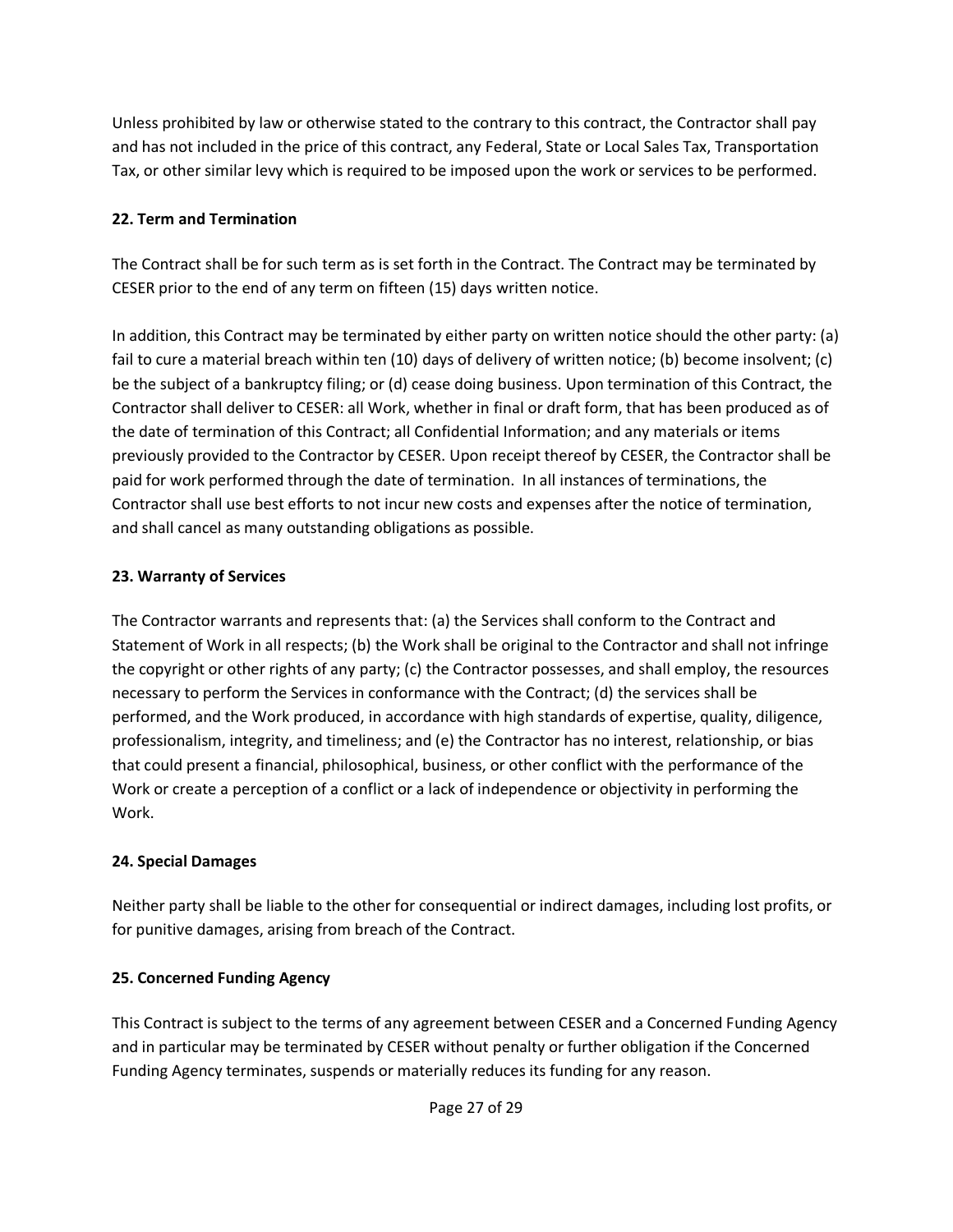Unless prohibited by law or otherwise stated to the contrary to this contract, the Contractor shall pay and has not included in the price of this contract, any Federal, State or Local Sales Tax, Transportation Tax, or other similar levy which is required to be imposed upon the work or services to be performed.

**22. Term and Termination**

The Contract shall be for such term as is set forth in the Contract. The Contract may be terminated by CESER prior to the end of any term on fifteen (15) days written notice.

In addition, this Contract may be terminated by either party on written notice should the other party: (a) fail to cure a material breach within ten (10) days of delivery of written notice; (b) become insolvent; (c) be the subject of a bankruptcy filing; or (d) cease doing business. Upon termination of this Contract, the Contractor shall deliver to CESER: all Work, whether in final or draft form, that has been produced as of the date of termination of this Contract; all Confidential Information; and any materials or items previously provided to the Contractor by CESER. Upon receipt thereof by CESER, the Contractor shall be paid for work performed through the date of termination. In all instances of terminations, the Contractor shall use best efforts to not incur new costs and expenses after the notice of termination, and shall cancel as many outstanding obligations as possible.

**23. Warranty of Services**

The Contractor warrants and represents that: (a) the Services shall conform to the Contract and Statement of Work in all respects; (b) the Work shall be original to the Contractor and shall not infringe the copyright or other rights of any party; (c) the Contractor possesses, and shall employ, the resources necessary to perform the Services in conformance with the Contract; (d) the services shall be performed, and the Work produced, in accordance with high standards of expertise, quality, diligence, professionalism, integrity, and timeliness; and (e) the Contractor has no interest, relationship, or bias that could present a financial, philosophical, business, or other conflict with the performance of the Work or create a perception of a conflict or a lack of independence or objectivity in performing the Work.

**24. Special Damages**

Neither party shall be liable to the other for consequential or indirect damages, including lost profits, or for punitive damages, arising from breach of the Contract.

**25. Concerned Funding Agency**

This Contract is subject to the terms of any agreement between CESER and a Concerned Funding Agency and in particular may be terminated by CESER without penalty or further obligation if the Concerned Funding Agency terminates, suspends or materially reduces its funding for any reason.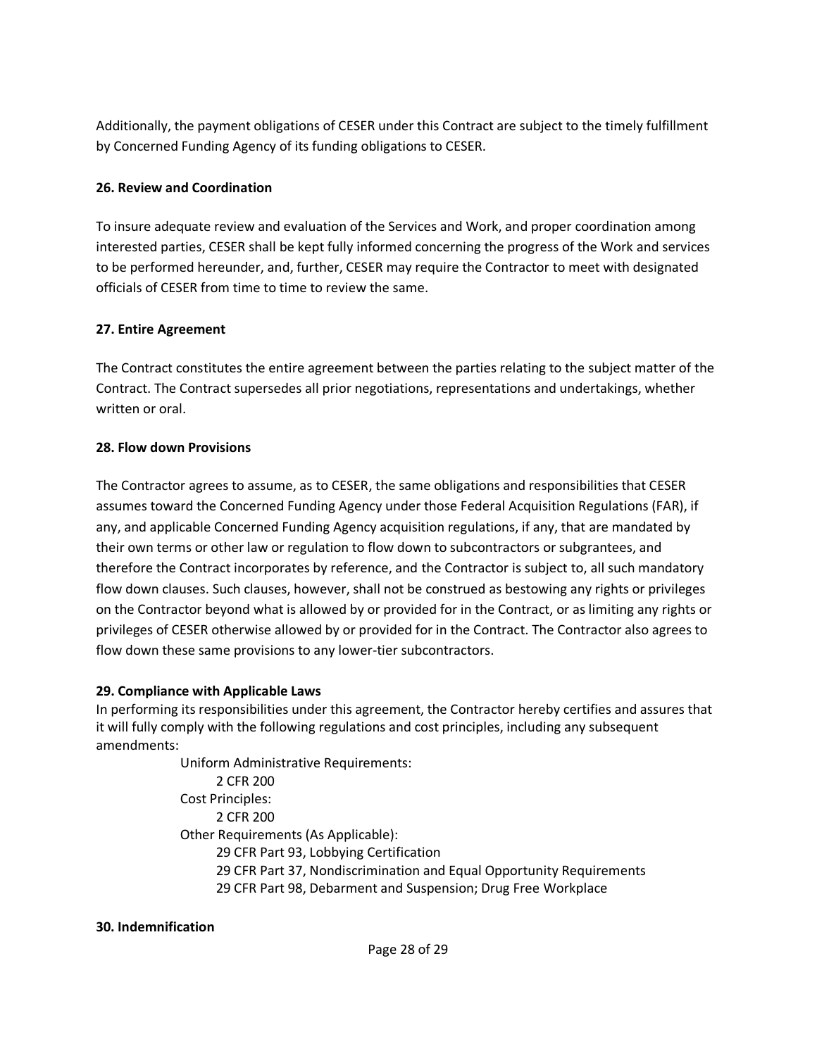Additionally, the payment obligations of CESER under this Contract are subject to the timely fulfillment by Concerned Funding Agency of its funding obligations to CESER.

**26. Review and Coordination**

To insure adequate review and evaluation of the Services and Work, and proper coordination among interested parties, CESER shall be kept fully informed concerning the progress of the Work and services to be performed hereunder, and, further, CESER may require the Contractor to meet with designated officials of CESER from time to time to review the same.

**27. Entire Agreement**

The Contract constitutes the entire agreement between the parties relating to the subject matter of the Contract. The Contract supersedes all prior negotiations, representations and undertakings, whether written or oral.

**28. Flow down Provisions**

The Contractor agrees to assume, as to CESER, the same obligations and responsibilities that CESER assumes toward the Concerned Funding Agency under those Federal Acquisition Regulations (FAR), if any, and applicable Concerned Funding Agency acquisition regulations, if any, that are mandated by their own terms or other law or regulation to flow down to subcontractors or subgrantees, and therefore the Contract incorporates by reference, and the Contractor is subject to, all such mandatory flow down clauses. Such clauses, however, shall not be construed as bestowing any rights or privileges on the Contractor beyond what is allowed by or provided for in the Contract, or as limiting any rights or privileges of CESER otherwise allowed by or provided for in the Contract. The Contractor also agrees to flow down these same provisions to any lower-tier subcontractors.

**29. Compliance with Applicable Laws**

In performing its responsibilities under this agreement, the Contractor hereby certifies and assures that it will fully comply with the following regulations and cost principles, including any subsequent amendments:

- Uniform Administrative Requirements:
  - 2 CFR 200
- Cost Principles:
  - 2 CFR 200
- Other Requirements (As Applicable):
  - 29 CFR Part 93, Lobbying Certification
  - 29 CFR Part 37, Nondiscrimination and Equal Opportunity Requirements
  - 29 CFR Part 98, Debarment and Suspension; Drug Free Workplace

**30. Indemnification**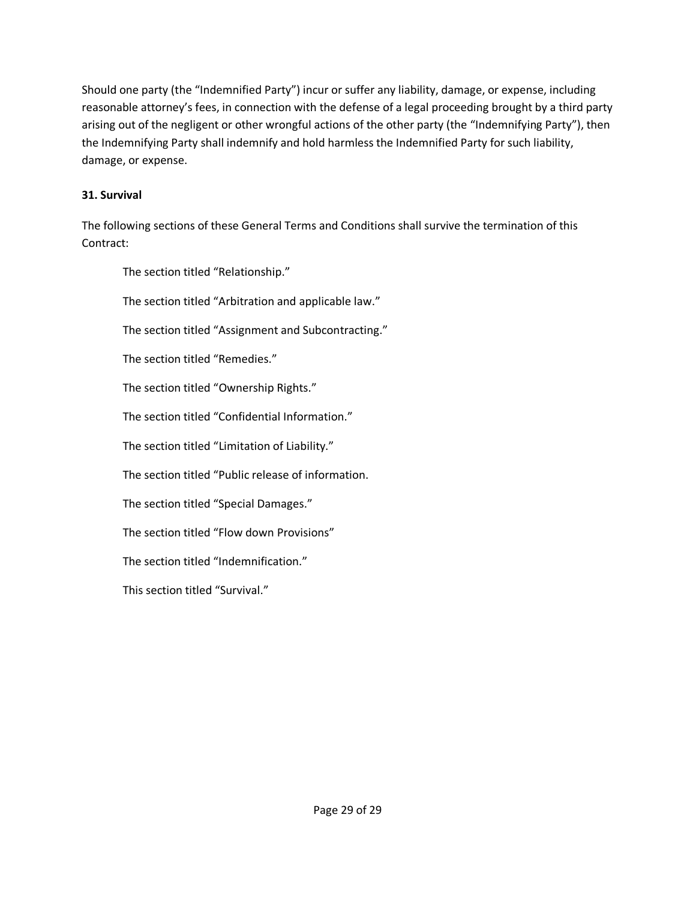Should one party (the "Indemnified Party") incur or suffer any liability, damage, or expense, including reasonable attorney's fees, in connection with the defense of a legal proceeding brought by a third party arising out of the negligent or other wrongful actions of the other party (the "Indemnifying Party"), then the Indemnifying Party shall indemnify and hold harmless the Indemnified Party for such liability, damage, or expense.

**31. Survival**

The following sections of these General Terms and Conditions shall survive the termination of this Contract:

The section titled "Relationship."

The section titled "Arbitration and applicable law."

The section titled "Assignment and Subcontracting."

The section titled "Remedies."

The section titled "Ownership Rights."

The section titled "Confidential Information."

The section titled "Limitation of Liability."

The section titled "Public release of information.

The section titled "Special Damages."

The section titled "Flow down Provisions"

The section titled "Indemnification."

This section titled "Survival."